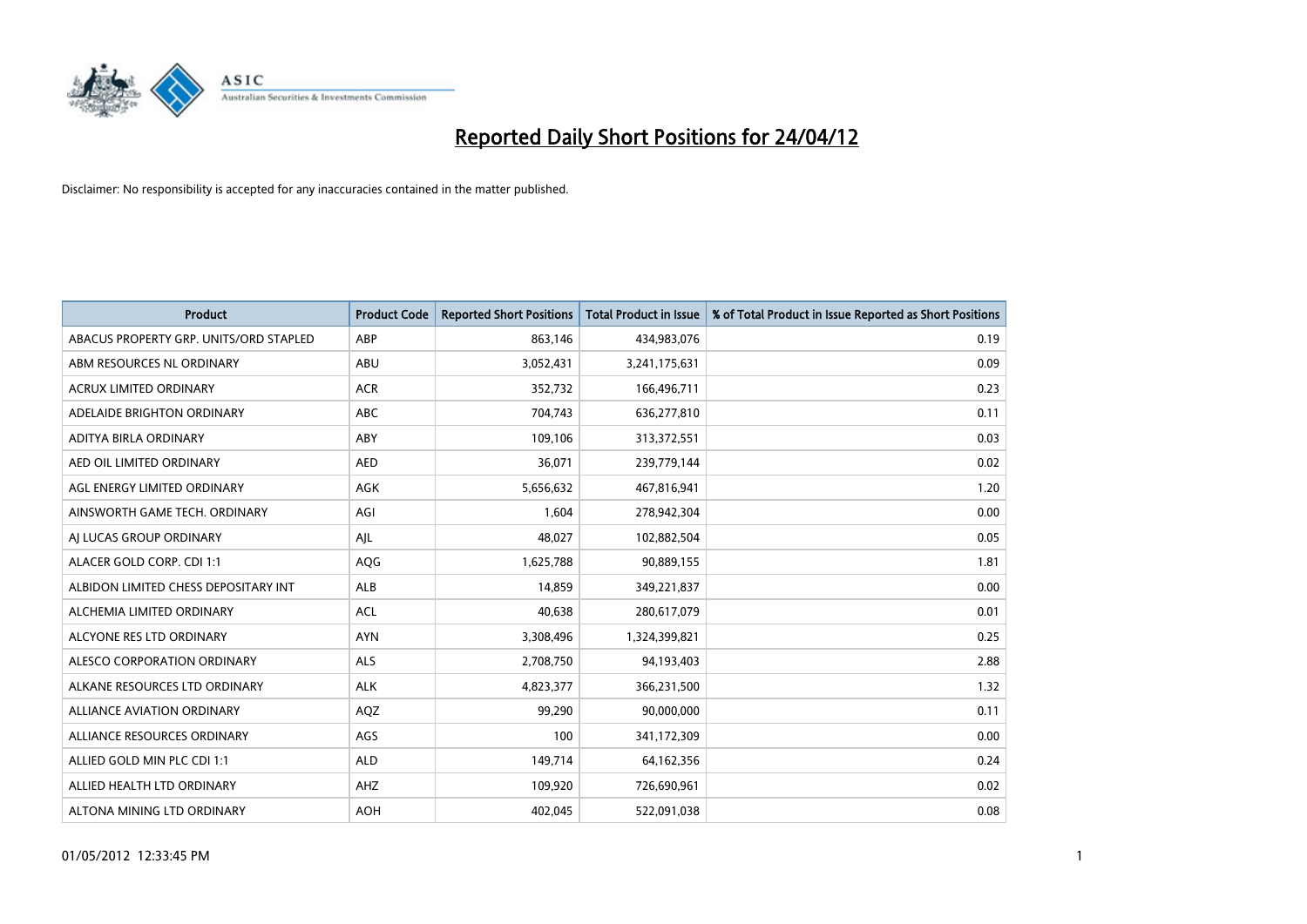# Reported Daily Short Positions for 24/04/12

Disclaimer: No responsibility is accepted for any inaccuracies contained in the matter published.

| Product | Product Code | Reported Short Positions | Total Product in Issue | % of Total Product in Issue Reported as Short Positions |
|---|---|---|---|---|
| ABACUS PROPERTY GRP. UNITS/ORD STAPLED | ABP | 863,146 | 434,983,076 | 0.19 |
| ABM RESOURCES NL ORDINARY | ABU | 3,052,431 | 3,241,175,631 | 0.09 |
| ACRUX LIMITED ORDINARY | ACR | 352,732 | 166,496,711 | 0.23 |
| ADELAIDE BRIGHTON ORDINARY | ABC | 704,743 | 636,277,810 | 0.11 |
| ADITYA BIRLA ORDINARY | ABY | 109,106 | 313,372,551 | 0.03 |
| AED OIL LIMITED ORDINARY | AED | 36,071 | 239,779,144 | 0.02 |
| AGL ENERGY LIMITED ORDINARY | AGK | 5,656,632 | 467,816,941 | 1.20 |
| AINSWORTH GAME TECH. ORDINARY | AGI | 1,604 | 278,942,304 | 0.00 |
| AJ LUCAS GROUP ORDINARY | AJL | 48,027 | 102,882,504 | 0.05 |
| ALACER GOLD CORP. CDI 1:1 | AQG | 1,625,788 | 90,889,155 | 1.81 |
| ALBIDON LIMITED CHESS DEPOSITARY INT | ALB | 14,859 | 349,221,837 | 0.00 |
| ALCHEMIA LIMITED ORDINARY | ACL | 40,638 | 280,617,079 | 0.01 |
| ALCYONE RES LTD ORDINARY | AYN | 3,308,496 | 1,324,399,821 | 0.25 |
| ALESCO CORPORATION ORDINARY | ALS | 2,708,750 | 94,193,403 | 2.88 |
| ALKANE RESOURCES LTD ORDINARY | ALK | 4,823,377 | 366,231,500 | 1.32 |
| ALLIANCE AVIATION ORDINARY | AQZ | 99,290 | 90,000,000 | 0.11 |
| ALLIANCE RESOURCES ORDINARY | AGS | 100 | 341,172,309 | 0.00 |
| ALLIED GOLD MIN PLC CDI 1:1 | ALD | 149,714 | 64,162,356 | 0.24 |
| ALLIED HEALTH LTD ORDINARY | AHZ | 109,920 | 726,690,961 | 0.02 |
| ALTONA MINING LTD ORDINARY | AOH | 402,045 | 522,091,038 | 0.08 |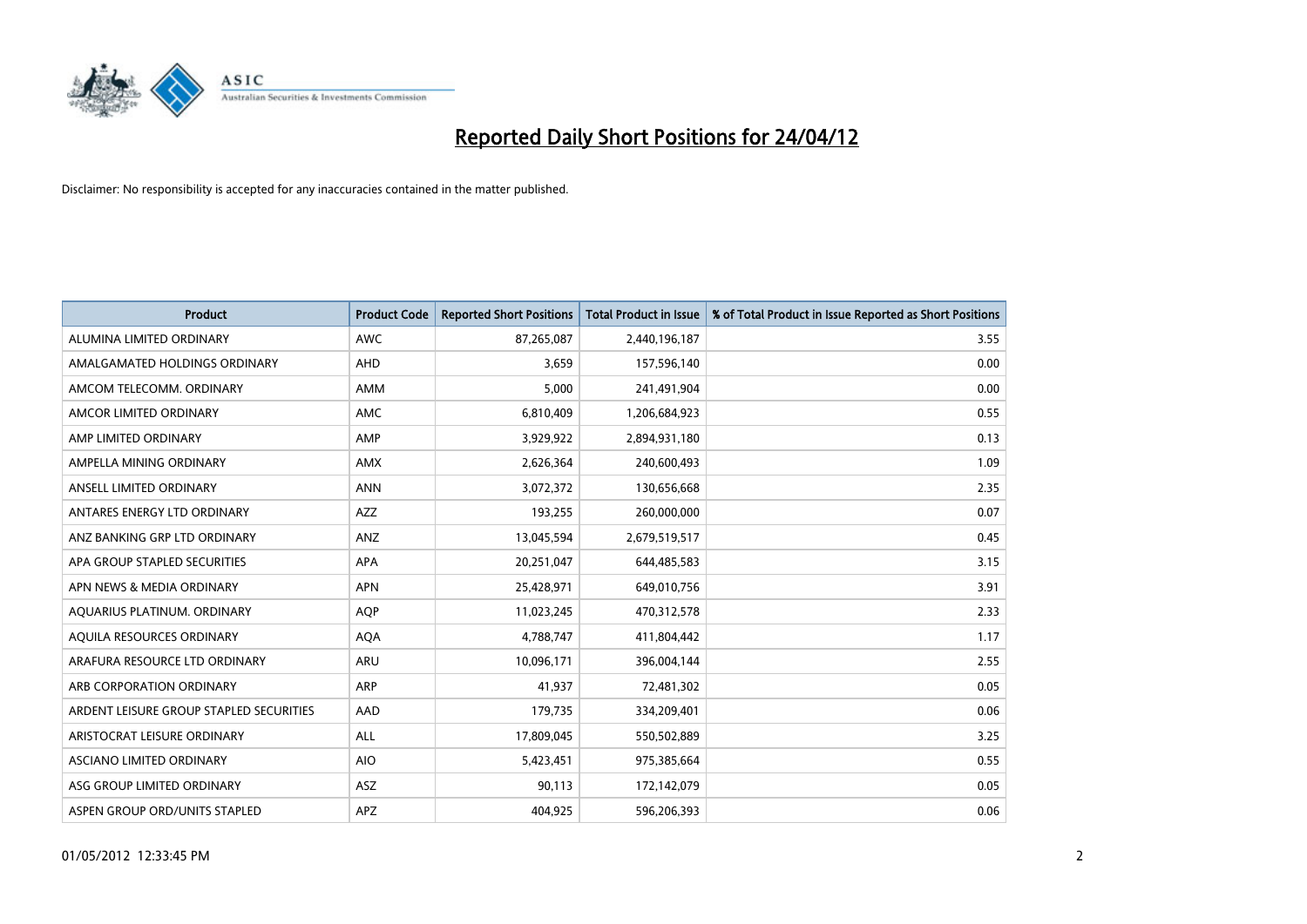# Reported Daily Short Positions for 24/04/12

Disclaimer: No responsibility is accepted for any inaccuracies contained in the matter published.

| Product | Product Code | Reported Short Positions | Total Product in Issue | % of Total Product in Issue Reported as Short Positions |
|---|---|---|---|---|
| ALUMINA LIMITED ORDINARY | AWC | 87,265,087 | 2,440,196,187 | 3.55 |
| AMALGAMATED HOLDINGS ORDINARY | AHD | 3,659 | 157,596,140 | 0.00 |
| AMCOM TELECOMM. ORDINARY | AMM | 5,000 | 241,491,904 | 0.00 |
| AMCOR LIMITED ORDINARY | AMC | 6,810,409 | 1,206,684,923 | 0.55 |
| AMP LIMITED ORDINARY | AMP | 3,929,922 | 2,894,931,180 | 0.13 |
| AMPELLA MINING ORDINARY | AMX | 2,626,364 | 240,600,493 | 1.09 |
| ANSELL LIMITED ORDINARY | ANN | 3,072,372 | 130,656,668 | 2.35 |
| ANTARES ENERGY LTD ORDINARY | AZZ | 193,255 | 260,000,000 | 0.07 |
| ANZ BANKING GRP LTD ORDINARY | ANZ | 13,045,594 | 2,679,519,517 | 0.45 |
| APA GROUP STAPLED SECURITIES | APA | 20,251,047 | 644,485,583 | 3.15 |
| APN NEWS & MEDIA ORDINARY | APN | 25,428,971 | 649,010,756 | 3.91 |
| AQUARIUS PLATINUM. ORDINARY | AQP | 11,023,245 | 470,312,578 | 2.33 |
| AQUILA RESOURCES ORDINARY | AQA | 4,788,747 | 411,804,442 | 1.17 |
| ARAFURA RESOURCE LTD ORDINARY | ARU | 10,096,171 | 396,004,144 | 2.55 |
| ARB CORPORATION ORDINARY | ARP | 41,937 | 72,481,302 | 0.05 |
| ARDENT LEISURE GROUP STAPLED SECURITIES | AAD | 179,735 | 334,209,401 | 0.06 |
| ARISTOCRAT LEISURE ORDINARY | ALL | 17,809,045 | 550,502,889 | 3.25 |
| ASCIANO LIMITED ORDINARY | AIO | 5,423,451 | 975,385,664 | 0.55 |
| ASG GROUP LIMITED ORDINARY | ASZ | 90,113 | 172,142,079 | 0.05 |
| ASPEN GROUP ORD/UNITS STAPLED | APZ | 404,925 | 596,206,393 | 0.06 |

01/05/2012 12:33:45 PM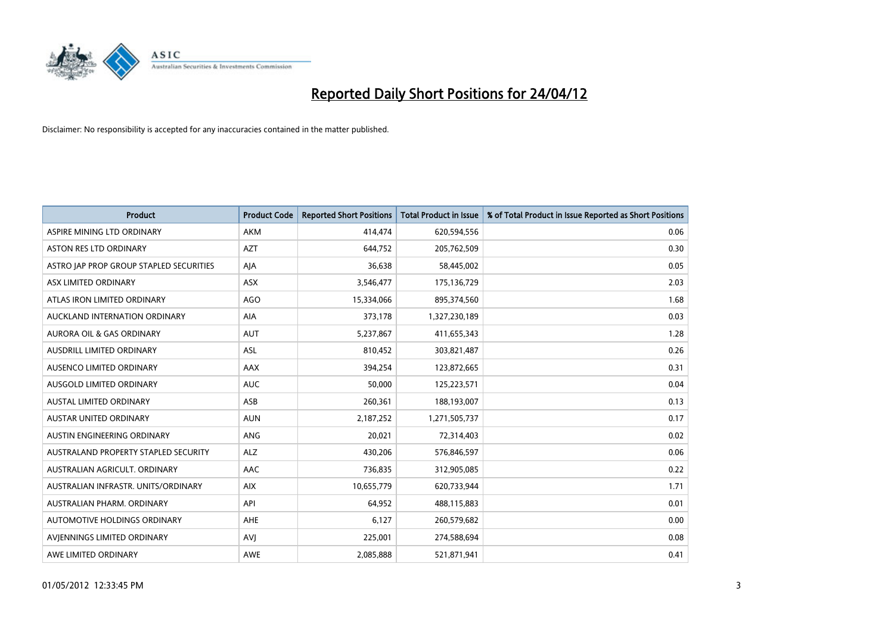# Reported Daily Short Positions for 24/04/12

Disclaimer: No responsibility is accepted for any inaccuracies contained in the matter published.

| Product | Product Code | Reported Short Positions | Total Product in Issue | % of Total Product in Issue Reported as Short Positions |
|---|---|---|---|---|
| ASPIRE MINING LTD ORDINARY | AKM | 414,474 | 620,594,556 | 0.06 |
| ASTON RES LTD ORDINARY | AZT | 644,752 | 205,762,509 | 0.30 |
| ASTRO JAP PROP GROUP STAPLED SECURITIES | AJA | 36,638 | 58,445,002 | 0.05 |
| ASX LIMITED ORDINARY | ASX | 3,546,477 | 175,136,729 | 2.03 |
| ATLAS IRON LIMITED ORDINARY | AGO | 15,334,066 | 895,374,560 | 1.68 |
| AUCKLAND INTERNATION ORDINARY | AIA | 373,178 | 1,327,230,189 | 0.03 |
| AURORA OIL & GAS ORDINARY | AUT | 5,237,867 | 411,655,343 | 1.28 |
| AUSDRILL LIMITED ORDINARY | ASL | 810,452 | 303,821,487 | 0.26 |
| AUSENCO LIMITED ORDINARY | AAX | 394,254 | 123,872,665 | 0.31 |
| AUSGOLD LIMITED ORDINARY | AUC | 50,000 | 125,223,571 | 0.04 |
| AUSTAL LIMITED ORDINARY | ASB | 260,361 | 188,193,007 | 0.13 |
| AUSTAR UNITED ORDINARY | AUN | 2,187,252 | 1,271,505,737 | 0.17 |
| AUSTIN ENGINEERING ORDINARY | ANG | 20,021 | 72,314,403 | 0.02 |
| AUSTRALAND PROPERTY STAPLED SECURITY | ALZ | 430,206 | 576,846,597 | 0.06 |
| AUSTRALIAN AGRICULT. ORDINARY | AAC | 736,835 | 312,905,085 | 0.22 |
| AUSTRALIAN INFRASTR. UNITS/ORDINARY | AIX | 10,655,779 | 620,733,944 | 1.71 |
| AUSTRALIAN PHARM. ORDINARY | API | 64,952 | 488,115,883 | 0.01 |
| AUTOMOTIVE HOLDINGS ORDINARY | AHE | 6,127 | 260,579,682 | 0.00 |
| AVJENNINGS LIMITED ORDINARY | AVJ | 225,001 | 274,588,694 | 0.08 |
| AWE LIMITED ORDINARY | AWE | 2,085,888 | 521,871,941 | 0.41 |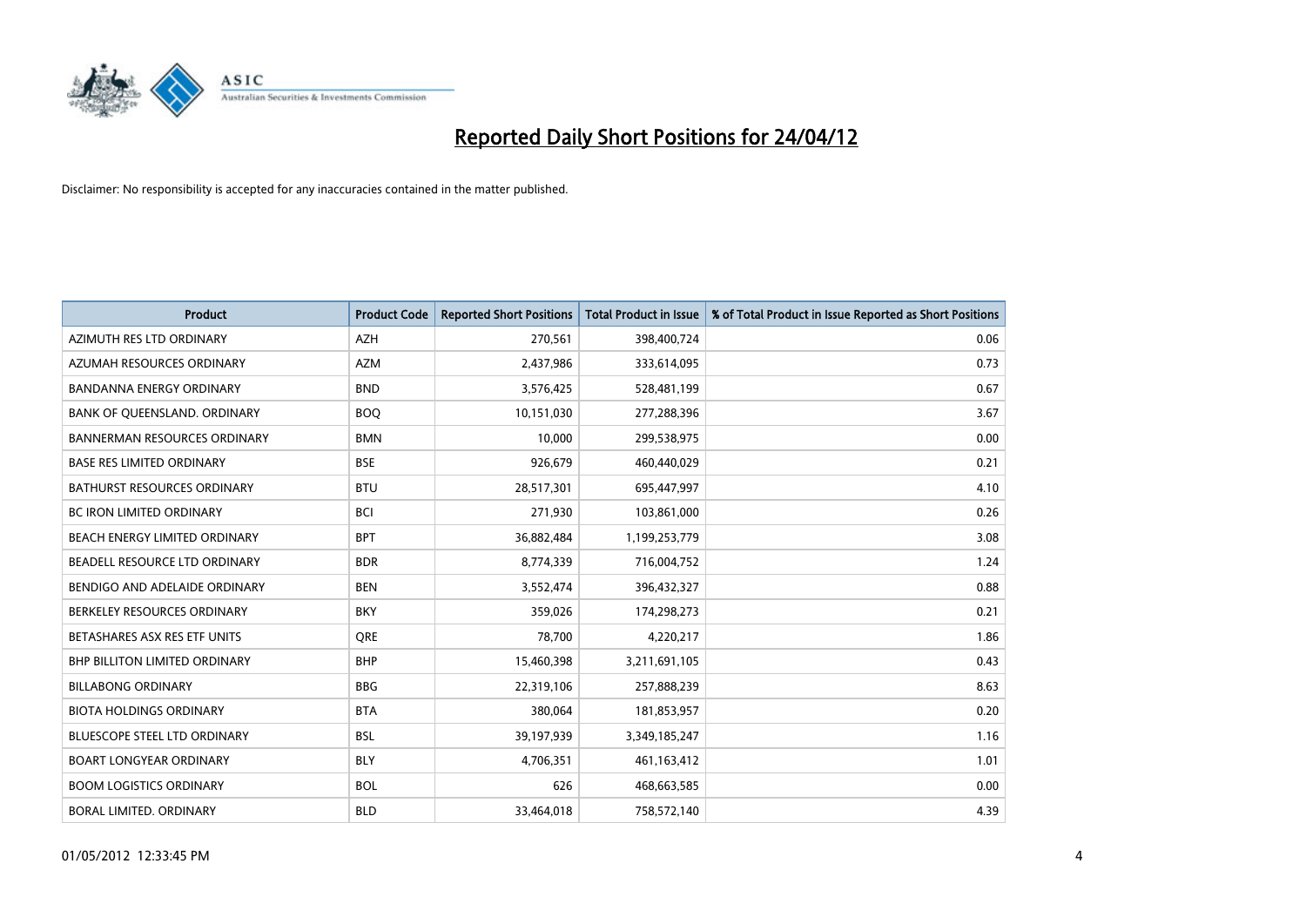# Reported Daily Short Positions for 24/04/12

Disclaimer: No responsibility is accepted for any inaccuracies contained in the matter published.

| Product | Product Code | Reported Short Positions | Total Product in Issue | % of Total Product in Issue Reported as Short Positions |
|---|---|---|---|---|
| AZIMUTH RES LTD ORDINARY | AZH | 270,561 | 398,400,724 | 0.06 |
| AZUMAH RESOURCES ORDINARY | AZM | 2,437,986 | 333,614,095 | 0.73 |
| BANDANNA ENERGY ORDINARY | BND | 3,576,425 | 528,481,199 | 0.67 |
| BANK OF QUEENSLAND. ORDINARY | BOQ | 10,151,030 | 277,288,396 | 3.67 |
| BANNERMAN RESOURCES ORDINARY | BMN | 10,000 | 299,538,975 | 0.00 |
| BASE RES LIMITED ORDINARY | BSE | 926,679 | 460,440,029 | 0.21 |
| BATHURST RESOURCES ORDINARY | BTU | 28,517,301 | 695,447,997 | 4.10 |
| BC IRON LIMITED ORDINARY | BCI | 271,930 | 103,861,000 | 0.26 |
| BEACH ENERGY LIMITED ORDINARY | BPT | 36,882,484 | 1,199,253,779 | 3.08 |
| BEADELL RESOURCE LTD ORDINARY | BDR | 8,774,339 | 716,004,752 | 1.24 |
| BENDIGO AND ADELAIDE ORDINARY | BEN | 3,552,474 | 396,432,327 | 0.88 |
| BERKELEY RESOURCES ORDINARY | BKY | 359,026 | 174,298,273 | 0.21 |
| BETASHARES ASX RES ETF UNITS | QRE | 78,700 | 4,220,217 | 1.86 |
| BHP BILLITON LIMITED ORDINARY | BHP | 15,460,398 | 3,211,691,105 | 0.43 |
| BILLABONG ORDINARY | BBG | 22,319,106 | 257,888,239 | 8.63 |
| BIOTA HOLDINGS ORDINARY | BTA | 380,064 | 181,853,957 | 0.20 |
| BLUESCOPE STEEL LTD ORDINARY | BSL | 39,197,939 | 3,349,185,247 | 1.16 |
| BOART LONGYEAR ORDINARY | BLY | 4,706,351 | 461,163,412 | 1.01 |
| BOOM LOGISTICS ORDINARY | BOL | 626 | 468,663,585 | 0.00 |
| BORAL LIMITED. ORDINARY | BLD | 33,464,018 | 758,572,140 | 4.39 |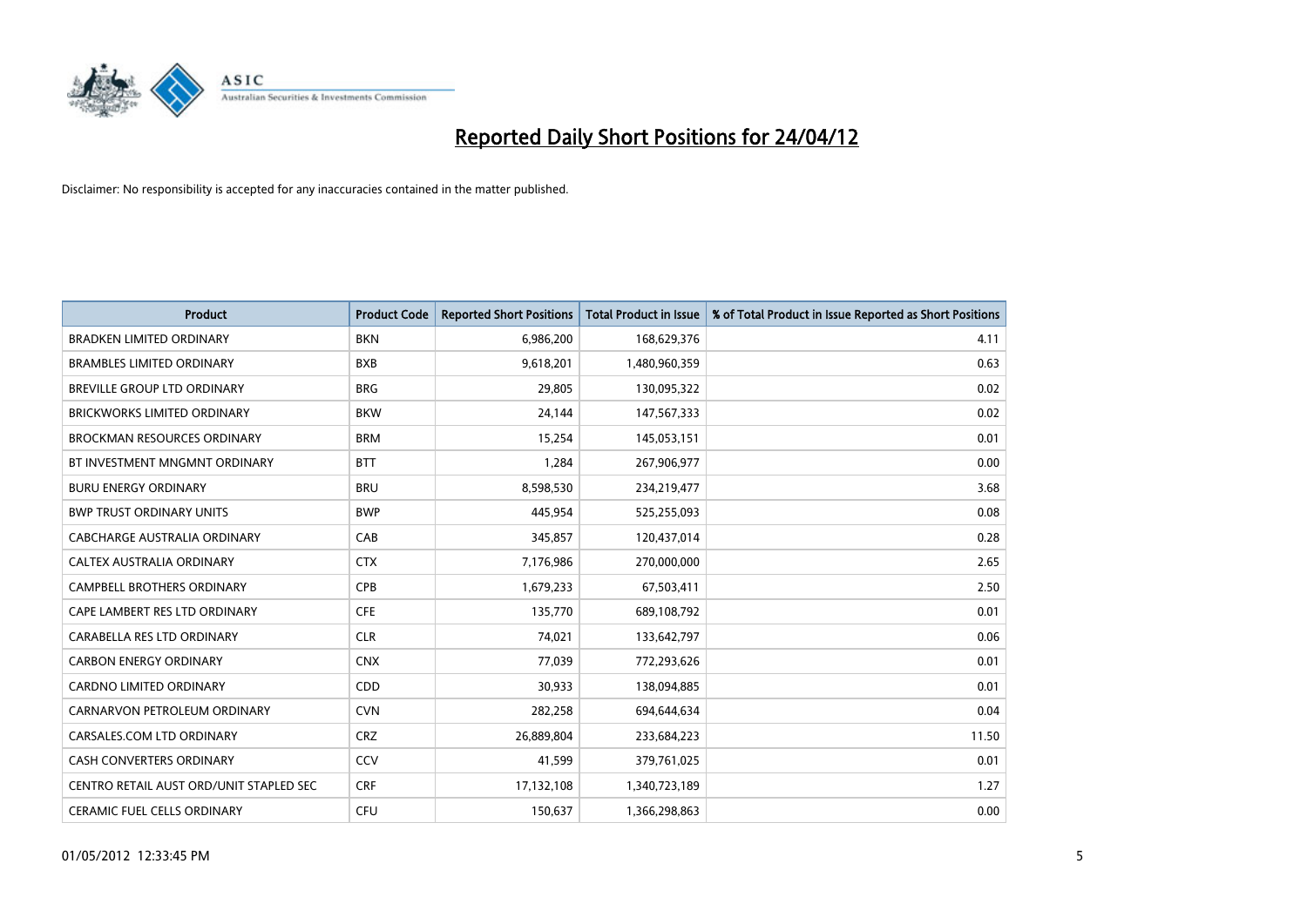# Reported Daily Short Positions for 24/04/12

Disclaimer: No responsibility is accepted for any inaccuracies contained in the matter published.

| Product | Product Code | Reported Short Positions | Total Product in Issue | % of Total Product in Issue Reported as Short Positions |
|---|---|---|---|---|
| BRADKEN LIMITED ORDINARY | BKN | 6,986,200 | 168,629,376 | 4.11 |
| BRAMBLES LIMITED ORDINARY | BXB | 9,618,201 | 1,480,960,359 | 0.63 |
| BREVILLE GROUP LTD ORDINARY | BRG | 29,805 | 130,095,322 | 0.02 |
| BRICKWORKS LIMITED ORDINARY | BKW | 24,144 | 147,567,333 | 0.02 |
| BROCKMAN RESOURCES ORDINARY | BRM | 15,254 | 145,053,151 | 0.01 |
| BT INVESTMENT MNGMNT ORDINARY | BTT | 1,284 | 267,906,977 | 0.00 |
| BURU ENERGY ORDINARY | BRU | 8,598,530 | 234,219,477 | 3.68 |
| BWP TRUST ORDINARY UNITS | BWP | 445,954 | 525,255,093 | 0.08 |
| CABCHARGE AUSTRALIA ORDINARY | CAB | 345,857 | 120,437,014 | 0.28 |
| CALTEX AUSTRALIA ORDINARY | CTX | 7,176,986 | 270,000,000 | 2.65 |
| CAMPBELL BROTHERS ORDINARY | CPB | 1,679,233 | 67,503,411 | 2.50 |
| CAPE LAMBERT RES LTD ORDINARY | CFE | 135,770 | 689,108,792 | 0.01 |
| CARABELLA RES LTD ORDINARY | CLR | 74,021 | 133,642,797 | 0.06 |
| CARBON ENERGY ORDINARY | CNX | 77,039 | 772,293,626 | 0.01 |
| CARDNO LIMITED ORDINARY | CDD | 30,933 | 138,094,885 | 0.01 |
| CARNARVON PETROLEUM ORDINARY | CVN | 282,258 | 694,644,634 | 0.04 |
| CARSALES.COM LTD ORDINARY | CRZ | 26,889,804 | 233,684,223 | 11.50 |
| CASH CONVERTERS ORDINARY | CCV | 41,599 | 379,761,025 | 0.01 |
| CENTRO RETAIL AUST ORD/UNIT STAPLED SEC | CRF | 17,132,108 | 1,340,723,189 | 1.27 |
| CERAMIC FUEL CELLS ORDINARY | CFU | 150,637 | 1,366,298,863 | 0.00 |

01/05/2012 12:33:45 PM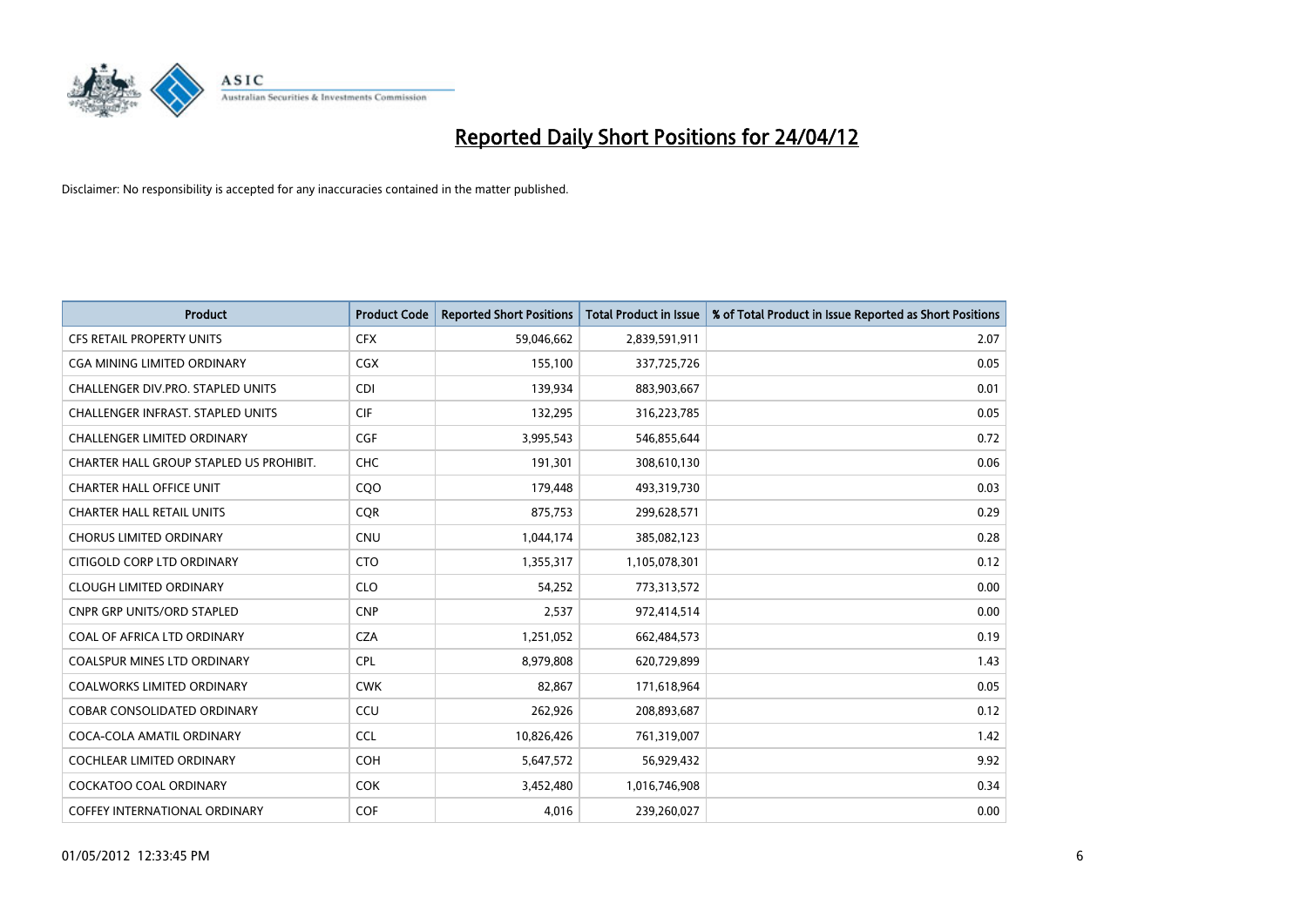# Reported Daily Short Positions for 24/04/12

Disclaimer: No responsibility is accepted for any inaccuracies contained in the matter published.

| Product | Product Code | Reported Short Positions | Total Product in Issue | % of Total Product in Issue Reported as Short Positions |
|---|---|---|---|---|
| CFS RETAIL PROPERTY UNITS | CFX | 59,046,662 | 2,839,591,911 | 2.07 |
| CGA MINING LIMITED ORDINARY | CGX | 155,100 | 337,725,726 | 0.05 |
| CHALLENGER DIV.PRO. STAPLED UNITS | CDI | 139,934 | 883,903,667 | 0.01 |
| CHALLENGER INFRAST. STAPLED UNITS | CIF | 132,295 | 316,223,785 | 0.05 |
| CHALLENGER LIMITED ORDINARY | CGF | 3,995,543 | 546,855,644 | 0.72 |
| CHARTER HALL GROUP STAPLED US PROHIBIT. | CHC | 191,301 | 308,610,130 | 0.06 |
| CHARTER HALL OFFICE UNIT | CQO | 179,448 | 493,319,730 | 0.03 |
| CHARTER HALL RETAIL UNITS | CQR | 875,753 | 299,628,571 | 0.29 |
| CHORUS LIMITED ORDINARY | CNU | 1,044,174 | 385,082,123 | 0.28 |
| CITIGOLD CORP LTD ORDINARY | CTO | 1,355,317 | 1,105,078,301 | 0.12 |
| CLOUGH LIMITED ORDINARY | CLO | 54,252 | 773,313,572 | 0.00 |
| CNPR GRP UNITS/ORD STAPLED | CNP | 2,537 | 972,414,514 | 0.00 |
| COAL OF AFRICA LTD ORDINARY | CZA | 1,251,052 | 662,484,573 | 0.19 |
| COALSPUR MINES LTD ORDINARY | CPL | 8,979,808 | 620,729,899 | 1.43 |
| COALWORKS LIMITED ORDINARY | CWK | 82,867 | 171,618,964 | 0.05 |
| COBAR CONSOLIDATED ORDINARY | CCU | 262,926 | 208,893,687 | 0.12 |
| COCA-COLA AMATIL ORDINARY | CCL | 10,826,426 | 761,319,007 | 1.42 |
| COCHLEAR LIMITED ORDINARY | COH | 5,647,572 | 56,929,432 | 9.92 |
| COCKATOO COAL ORDINARY | COK | 3,452,480 | 1,016,746,908 | 0.34 |
| COFFEY INTERNATIONAL ORDINARY | COF | 4,016 | 239,260,027 | 0.00 |

01/05/2012 12:33:45 PM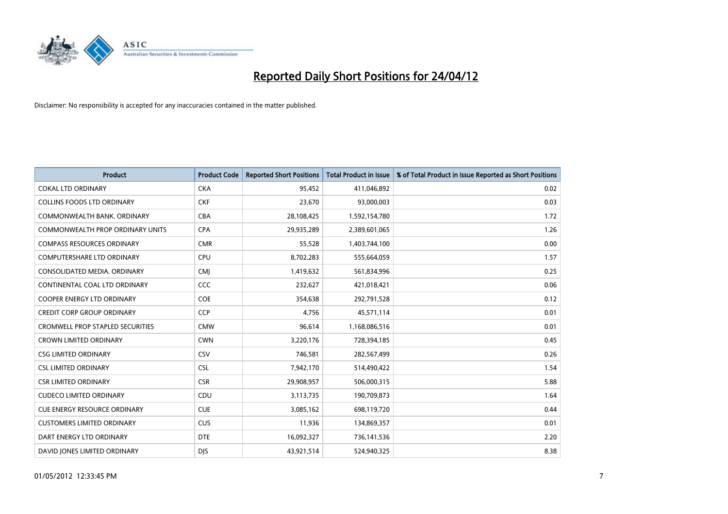# Reported Daily Short Positions for 24/04/12

Disclaimer: No responsibility is accepted for any inaccuracies contained in the matter published.

| Product | Product Code | Reported Short Positions | Total Product in Issue | % of Total Product in Issue Reported as Short Positions |
|---|---|---|---|---|
| COKAL LTD ORDINARY | CKA | 95,452 | 411,046,892 | 0.02 |
| COLLINS FOODS LTD ORDINARY | CKF | 23,670 | 93,000,003 | 0.03 |
| COMMONWEALTH BANK. ORDINARY | CBA | 28,108,425 | 1,592,154,780 | 1.72 |
| COMMONWEALTH PROP ORDINARY UNITS | CPA | 29,935,289 | 2,389,601,065 | 1.26 |
| COMPASS RESOURCES ORDINARY | CMR | 55,528 | 1,403,744,100 | 0.00 |
| COMPUTERSHARE LTD ORDINARY | CPU | 8,702,283 | 555,664,059 | 1.57 |
| CONSOLIDATED MEDIA. ORDINARY | CMJ | 1,419,632 | 561,834,996 | 0.25 |
| CONTINENTAL COAL LTD ORDINARY | CCC | 232,627 | 421,018,421 | 0.06 |
| COOPER ENERGY LTD ORDINARY | COE | 354,638 | 292,791,528 | 0.12 |
| CREDIT CORP GROUP ORDINARY | CCP | 4,756 | 45,571,114 | 0.01 |
| CROMWELL PROP STAPLED SECURITIES | CMW | 96,614 | 1,168,086,516 | 0.01 |
| CROWN LIMITED ORDINARY | CWN | 3,220,176 | 728,394,185 | 0.45 |
| CSG LIMITED ORDINARY | CSV | 746,581 | 282,567,499 | 0.26 |
| CSL LIMITED ORDINARY | CSL | 7,942,170 | 514,490,422 | 1.54 |
| CSR LIMITED ORDINARY | CSR | 29,908,957 | 506,000,315 | 5.88 |
| CUDECO LIMITED ORDINARY | CDU | 3,113,735 | 190,709,873 | 1.64 |
| CUE ENERGY RESOURCE ORDINARY | CUE | 3,085,162 | 698,119,720 | 0.44 |
| CUSTOMERS LIMITED ORDINARY | CUS | 11,936 | 134,869,357 | 0.01 |
| DART ENERGY LTD ORDINARY | DTE | 16,092,327 | 736,141,536 | 2.20 |
| DAVID JONES LIMITED ORDINARY | DJS | 43,921,514 | 524,940,325 | 8.38 |

01/05/2012 12:33:45 PM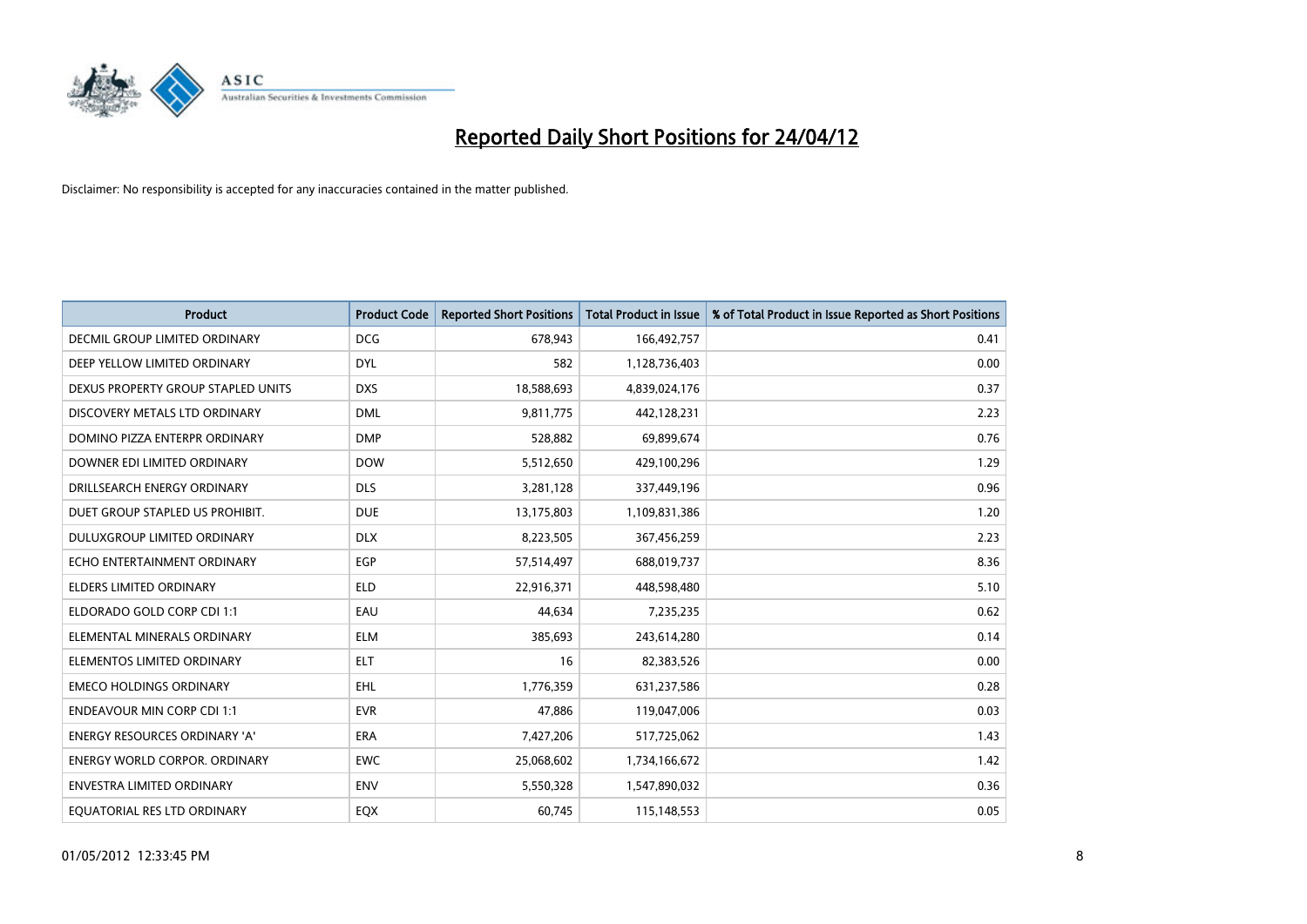# Reported Daily Short Positions for 24/04/12

Disclaimer: No responsibility is accepted for any inaccuracies contained in the matter published.

| Product | Product Code | Reported Short Positions | Total Product in Issue | % of Total Product in Issue Reported as Short Positions |
|---|---|---|---|---|
| DECMIL GROUP LIMITED ORDINARY | DCG | 678,943 | 166,492,757 | 0.41 |
| DEEP YELLOW LIMITED ORDINARY | DYL | 582 | 1,128,736,403 | 0.00 |
| DEXUS PROPERTY GROUP STAPLED UNITS | DXS | 18,588,693 | 4,839,024,176 | 0.37 |
| DISCOVERY METALS LTD ORDINARY | DML | 9,811,775 | 442,128,231 | 2.23 |
| DOMINO PIZZA ENTERPR ORDINARY | DMP | 528,882 | 69,899,674 | 0.76 |
| DOWNER EDI LIMITED ORDINARY | DOW | 5,512,650 | 429,100,296 | 1.29 |
| DRILLSEARCH ENERGY ORDINARY | DLS | 3,281,128 | 337,449,196 | 0.96 |
| DUET GROUP STAPLED US PROHIBIT. | DUE | 13,175,803 | 1,109,831,386 | 1.20 |
| DULUXGROUP LIMITED ORDINARY | DLX | 8,223,505 | 367,456,259 | 2.23 |
| ECHO ENTERTAINMENT ORDINARY | EGP | 57,514,497 | 688,019,737 | 8.36 |
| ELDERS LIMITED ORDINARY | ELD | 22,916,371 | 448,598,480 | 5.10 |
| ELDORADO GOLD CORP CDI 1:1 | EAU | 44,634 | 7,235,235 | 0.62 |
| ELEMENTAL MINERALS ORDINARY | ELM | 385,693 | 243,614,280 | 0.14 |
| ELEMENTOS LIMITED ORDINARY | ELT | 16 | 82,383,526 | 0.00 |
| EMECO HOLDINGS ORDINARY | EHL | 1,776,359 | 631,237,586 | 0.28 |
| ENDEAVOUR MIN CORP CDI 1:1 | EVR | 47,886 | 119,047,006 | 0.03 |
| ENERGY RESOURCES ORDINARY 'A' | ERA | 7,427,206 | 517,725,062 | 1.43 |
| ENERGY WORLD CORPOR. ORDINARY | EWC | 25,068,602 | 1,734,166,672 | 1.42 |
| ENVESTRA LIMITED ORDINARY | ENV | 5,550,328 | 1,547,890,032 | 0.36 |
| EQUATORIAL RES LTD ORDINARY | EQX | 60,745 | 115,148,553 | 0.05 |

01/05/2012 12:33:45 PM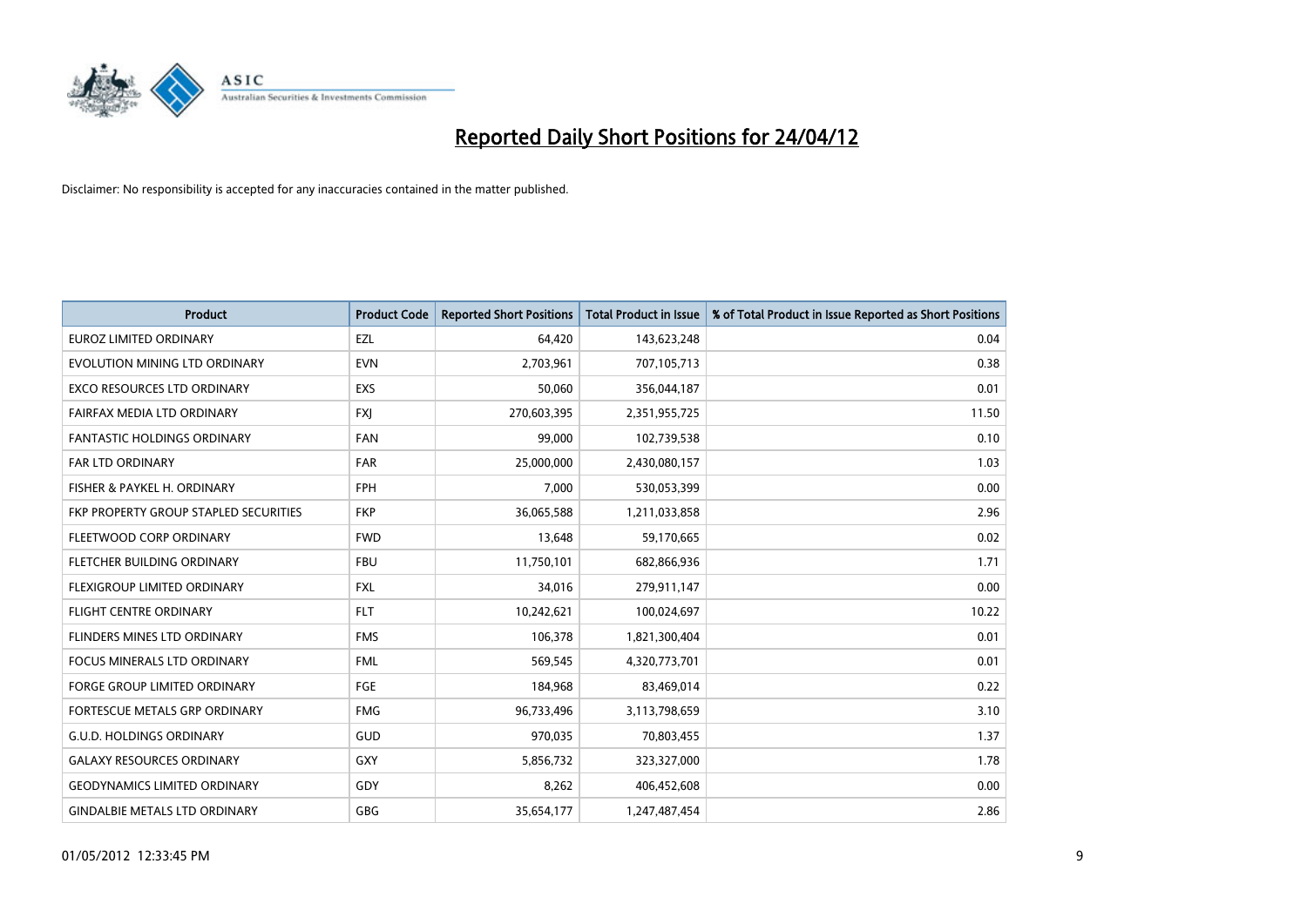# Reported Daily Short Positions for 24/04/12

Disclaimer: No responsibility is accepted for any inaccuracies contained in the matter published.

| Product | Product Code | Reported Short Positions | Total Product in Issue | % of Total Product in Issue Reported as Short Positions |
|---|---|---|---|---|
| EUROZ LIMITED ORDINARY | EZL | 64,420 | 143,623,248 | 0.04 |
| EVOLUTION MINING LTD ORDINARY | EVN | 2,703,961 | 707,105,713 | 0.38 |
| EXCO RESOURCES LTD ORDINARY | EXS | 50,060 | 356,044,187 | 0.01 |
| FAIRFAX MEDIA LTD ORDINARY | FXJ | 270,603,395 | 2,351,955,725 | 11.50 |
| FANTASTIC HOLDINGS ORDINARY | FAN | 99,000 | 102,739,538 | 0.10 |
| FAR LTD ORDINARY | FAR | 25,000,000 | 2,430,080,157 | 1.03 |
| FISHER & PAYKEL H. ORDINARY | FPH | 7,000 | 530,053,399 | 0.00 |
| FKP PROPERTY GROUP STAPLED SECURITIES | FKP | 36,065,588 | 1,211,033,858 | 2.96 |
| FLEETWOOD CORP ORDINARY | FWD | 13,648 | 59,170,665 | 0.02 |
| FLETCHER BUILDING ORDINARY | FBU | 11,750,101 | 682,866,936 | 1.71 |
| FLEXIGROUP LIMITED ORDINARY | FXL | 34,016 | 279,911,147 | 0.00 |
| FLIGHT CENTRE ORDINARY | FLT | 10,242,621 | 100,024,697 | 10.22 |
| FLINDERS MINES LTD ORDINARY | FMS | 106,378 | 1,821,300,404 | 0.01 |
| FOCUS MINERALS LTD ORDINARY | FML | 569,545 | 4,320,773,701 | 0.01 |
| FORGE GROUP LIMITED ORDINARY | FGE | 184,968 | 83,469,014 | 0.22 |
| FORTESCUE METALS GRP ORDINARY | FMG | 96,733,496 | 3,113,798,659 | 3.10 |
| G.U.D. HOLDINGS ORDINARY | GUD | 970,035 | 70,803,455 | 1.37 |
| GALAXY RESOURCES ORDINARY | GXY | 5,856,732 | 323,327,000 | 1.78 |
| GEODYNAMICS LIMITED ORDINARY | GDY | 8,262 | 406,452,608 | 0.00 |
| GINDALBIE METALS LTD ORDINARY | GBG | 35,654,177 | 1,247,487,454 | 2.86 |

01/05/2012 12:33:45 PM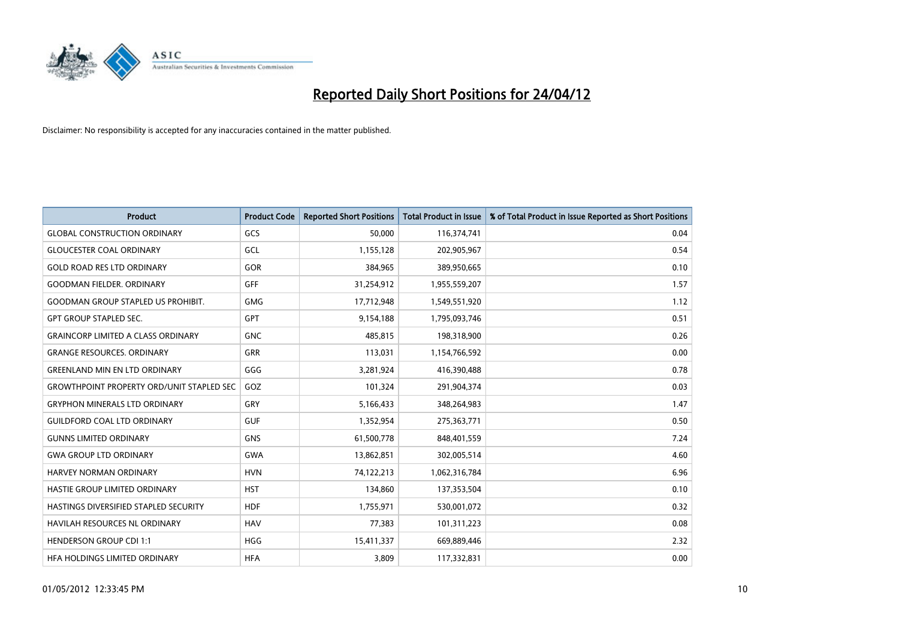# Reported Daily Short Positions for 24/04/12

Disclaimer: No responsibility is accepted for any inaccuracies contained in the matter published.

| Product | Product Code | Reported Short Positions | Total Product in Issue | % of Total Product in Issue Reported as Short Positions |
|---|---|---|---|---|
| GLOBAL CONSTRUCTION ORDINARY | GCS | 50,000 | 116,374,741 | 0.04 |
| GLOUCESTER COAL ORDINARY | GCL | 1,155,128 | 202,905,967 | 0.54 |
| GOLD ROAD RES LTD ORDINARY | GOR | 384,965 | 389,950,665 | 0.10 |
| GOODMAN FIELDER. ORDINARY | GFF | 31,254,912 | 1,955,559,207 | 1.57 |
| GOODMAN GROUP STAPLED US PROHIBIT. | GMG | 17,712,948 | 1,549,551,920 | 1.12 |
| GPT GROUP STAPLED SEC. | GPT | 9,154,188 | 1,795,093,746 | 0.51 |
| GRAINCORP LIMITED A CLASS ORDINARY | GNC | 485,815 | 198,318,900 | 0.26 |
| GRANGE RESOURCES. ORDINARY | GRR | 113,031 | 1,154,766,592 | 0.00 |
| GREENLAND MIN EN LTD ORDINARY | GGG | 3,281,924 | 416,390,488 | 0.78 |
| GROWTHPOINT PROPERTY ORD/UNIT STAPLED SEC | GOZ | 101,324 | 291,904,374 | 0.03 |
| GRYPHON MINERALS LTD ORDINARY | GRY | 5,166,433 | 348,264,983 | 1.47 |
| GUILDFORD COAL LTD ORDINARY | GUF | 1,352,954 | 275,363,771 | 0.50 |
| GUNNS LIMITED ORDINARY | GNS | 61,500,778 | 848,401,559 | 7.24 |
| GWA GROUP LTD ORDINARY | GWA | 13,862,851 | 302,005,514 | 4.60 |
| HARVEY NORMAN ORDINARY | HVN | 74,122,213 | 1,062,316,784 | 6.96 |
| HASTIE GROUP LIMITED ORDINARY | HST | 134,860 | 137,353,504 | 0.10 |
| HASTINGS DIVERSIFIED STAPLED SECURITY | HDF | 1,755,971 | 530,001,072 | 0.32 |
| HAVILAH RESOURCES NL ORDINARY | HAV | 77,383 | 101,311,223 | 0.08 |
| HENDERSON GROUP CDI 1:1 | HGG | 15,411,337 | 669,889,446 | 2.32 |
| HFA HOLDINGS LIMITED ORDINARY | HFA | 3,809 | 117,332,831 | 0.00 |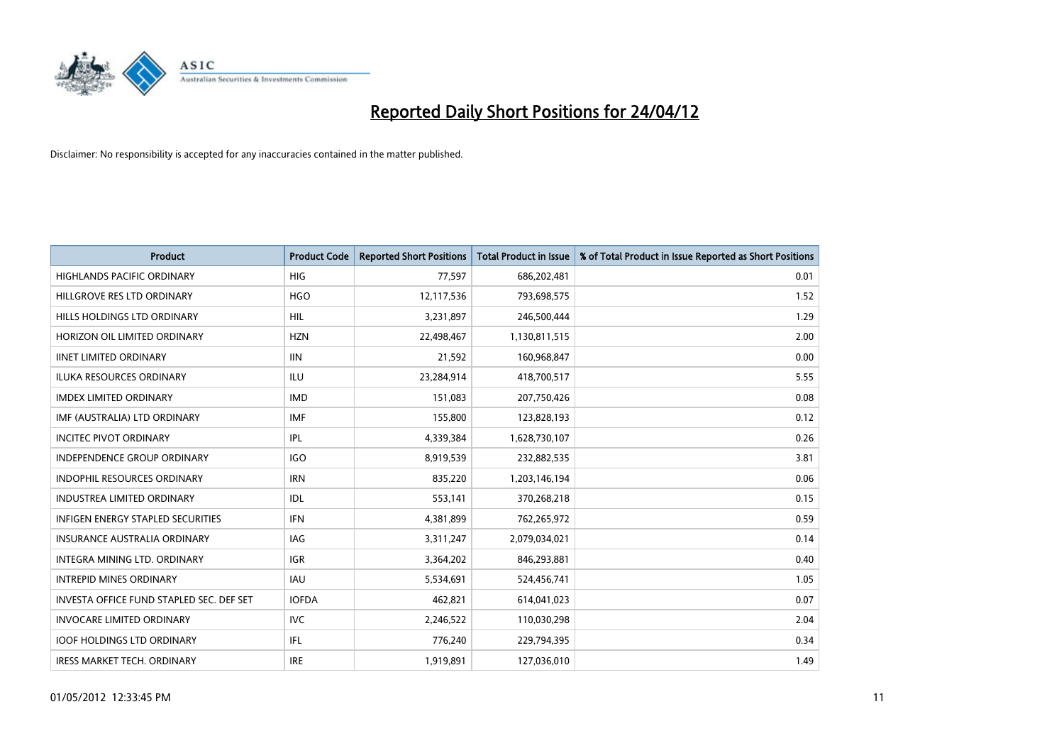# Reported Daily Short Positions for 24/04/12

Disclaimer: No responsibility is accepted for any inaccuracies contained in the matter published.

| Product | Product Code | Reported Short Positions | Total Product in Issue | % of Total Product in Issue Reported as Short Positions |
|---|---|---|---|---|
| HIGHLANDS PACIFIC ORDINARY | HIG | 77,597 | 686,202,481 | 0.01 |
| HILLGROVE RES LTD ORDINARY | HGO | 12,117,536 | 793,698,575 | 1.52 |
| HILLS HOLDINGS LTD ORDINARY | HIL | 3,231,897 | 246,500,444 | 1.29 |
| HORIZON OIL LIMITED ORDINARY | HZN | 22,498,467 | 1,130,811,515 | 2.00 |
| IINET LIMITED ORDINARY | IIN | 21,592 | 160,968,847 | 0.00 |
| ILUKA RESOURCES ORDINARY | ILU | 23,284,914 | 418,700,517 | 5.55 |
| IMDEX LIMITED ORDINARY | IMD | 151,083 | 207,750,426 | 0.08 |
| IMF (AUSTRALIA) LTD ORDINARY | IMF | 155,800 | 123,828,193 | 0.12 |
| INCITEC PIVOT ORDINARY | IPL | 4,339,384 | 1,628,730,107 | 0.26 |
| INDEPENDENCE GROUP ORDINARY | IGO | 8,919,539 | 232,882,535 | 3.81 |
| INDOPHIL RESOURCES ORDINARY | IRN | 835,220 | 1,203,146,194 | 0.06 |
| INDUSTREA LIMITED ORDINARY | IDL | 553,141 | 370,268,218 | 0.15 |
| INFIGEN ENERGY STAPLED SECURITIES | IFN | 4,381,899 | 762,265,972 | 0.59 |
| INSURANCE AUSTRALIA ORDINARY | IAG | 3,311,247 | 2,079,034,021 | 0.14 |
| INTEGRA MINING LTD. ORDINARY | IGR | 3,364,202 | 846,293,881 | 0.40 |
| INTREPID MINES ORDINARY | IAU | 5,534,691 | 524,456,741 | 1.05 |
| INVESTA OFFICE FUND STAPLED SEC. DEF SET | IOFDA | 462,821 | 614,041,023 | 0.07 |
| INVOCARE LIMITED ORDINARY | IVC | 2,246,522 | 110,030,298 | 2.04 |
| IOOF HOLDINGS LTD ORDINARY | IFL | 776,240 | 229,794,395 | 0.34 |
| IRESS MARKET TECH. ORDINARY | IRE | 1,919,891 | 127,036,010 | 1.49 |

01/05/2012 12:33:45 PM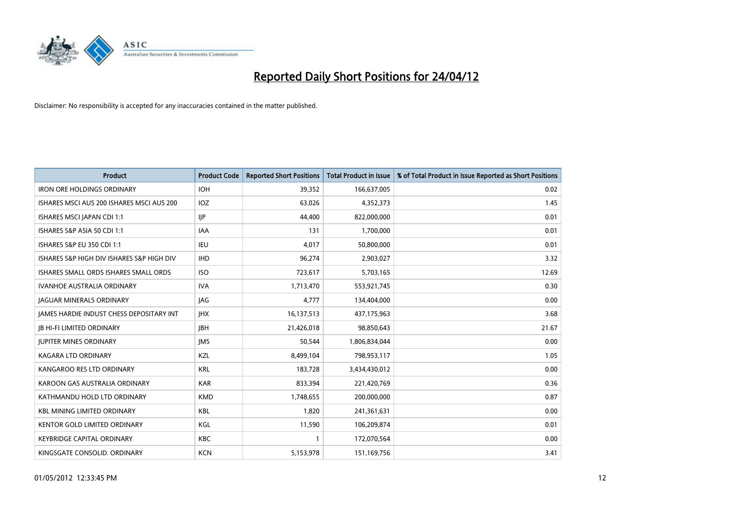# Reported Daily Short Positions for 24/04/12

Disclaimer: No responsibility is accepted for any inaccuracies contained in the matter published.

| Product | Product Code | Reported Short Positions | Total Product in Issue | % of Total Product in Issue Reported as Short Positions |
|---|---|---|---|---|
| IRON ORE HOLDINGS ORDINARY | IOH | 39,352 | 166,637,005 | 0.02 |
| ISHARES MSCI AUS 200 ISHARES MSCI AUS 200 | IOZ | 63,026 | 4,352,373 | 1.45 |
| ISHARES MSCI JAPAN CDI 1:1 | IJP | 44,400 | 822,000,000 | 0.01 |
| ISHARES S&P ASIA 50 CDI 1:1 | IAA | 131 | 1,700,000 | 0.01 |
| ISHARES S&P EU 350 CDI 1:1 | IEU | 4,017 | 50,800,000 | 0.01 |
| ISHARES S&P HIGH DIV ISHARES S&P HIGH DIV | IHD | 96,274 | 2,903,027 | 3.32 |
| ISHARES SMALL ORDS ISHARES SMALL ORDS | ISO | 723,617 | 5,703,165 | 12.69 |
| IVANHOE AUSTRALIA ORDINARY | IVA | 1,713,470 | 553,921,745 | 0.30 |
| JAGUAR MINERALS ORDINARY | JAG | 4,777 | 134,404,000 | 0.00 |
| JAMES HARDIE INDUST CHESS DEPOSITARY INT | JHX | 16,137,513 | 437,175,963 | 3.68 |
| JB HI-FI LIMITED ORDINARY | JBH | 21,426,018 | 98,850,643 | 21.67 |
| JUPITER MINES ORDINARY | JMS | 50,544 | 1,806,834,044 | 0.00 |
| KAGARA LTD ORDINARY | KZL | 8,499,104 | 798,953,117 | 1.05 |
| KANGAROO RES LTD ORDINARY | KRL | 183,728 | 3,434,430,012 | 0.00 |
| KAROON GAS AUSTRALIA ORDINARY | KAR | 833,394 | 221,420,769 | 0.36 |
| KATHMANDU HOLD LTD ORDINARY | KMD | 1,748,655 | 200,000,000 | 0.87 |
| KBL MINING LIMITED ORDINARY | KBL | 1,820 | 241,361,631 | 0.00 |
| KENTOR GOLD LIMITED ORDINARY | KGL | 11,590 | 106,209,874 | 0.01 |
| KEYBRIDGE CAPITAL ORDINARY | KBC | 1 | 172,070,564 | 0.00 |
| KINGSGATE CONSOLID. ORDINARY | KCN | 5,153,978 | 151,169,756 | 3.41 |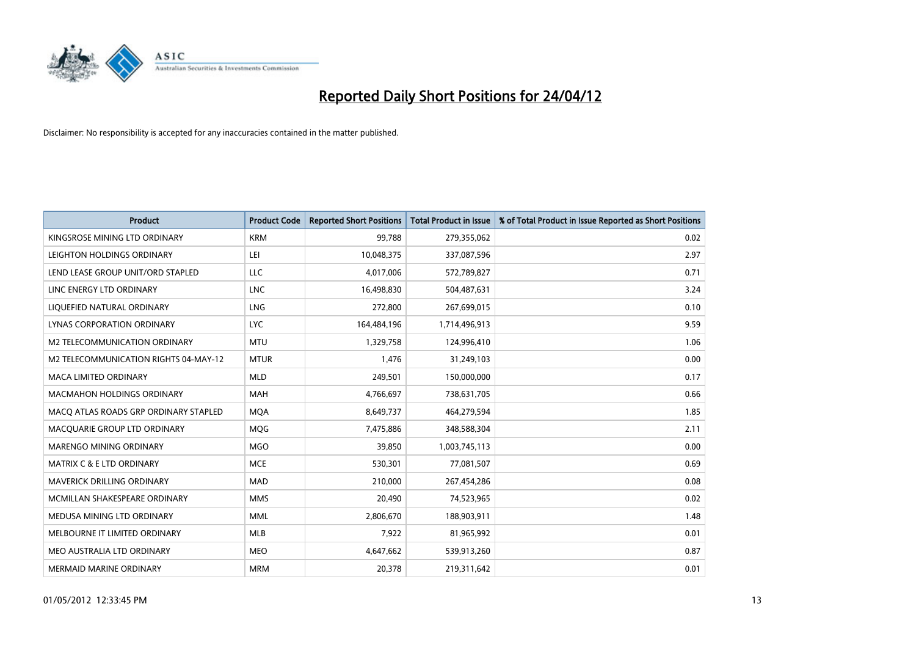# Reported Daily Short Positions for 24/04/12

Disclaimer: No responsibility is accepted for any inaccuracies contained in the matter published.

| Product | Product Code | Reported Short Positions | Total Product in Issue | % of Total Product in Issue Reported as Short Positions |
|---|---|---|---|---|
| KINGSROSE MINING LTD ORDINARY | KRM | 99,788 | 279,355,062 | 0.02 |
| LEIGHTON HOLDINGS ORDINARY | LEI | 10,048,375 | 337,087,596 | 2.97 |
| LEND LEASE GROUP UNIT/ORD STAPLED | LLC | 4,017,006 | 572,789,827 | 0.71 |
| LINC ENERGY LTD ORDINARY | LNC | 16,498,830 | 504,487,631 | 3.24 |
| LIQUEFIED NATURAL ORDINARY | LNG | 272,800 | 267,699,015 | 0.10 |
| LYNAS CORPORATION ORDINARY | LYC | 164,484,196 | 1,714,496,913 | 9.59 |
| M2 TELECOMMUNICATION ORDINARY | MTU | 1,329,758 | 124,996,410 | 1.06 |
| M2 TELECOMMUNICATION RIGHTS 04-MAY-12 | MTUR | 1,476 | 31,249,103 | 0.00 |
| MACA LIMITED ORDINARY | MLD | 249,501 | 150,000,000 | 0.17 |
| MACMAHON HOLDINGS ORDINARY | MAH | 4,766,697 | 738,631,705 | 0.66 |
| MACQ ATLAS ROADS GRP ORDINARY STAPLED | MQA | 8,649,737 | 464,279,594 | 1.85 |
| MACQUARIE GROUP LTD ORDINARY | MQG | 7,475,886 | 348,588,304 | 2.11 |
| MARENGO MINING ORDINARY | MGO | 39,850 | 1,003,745,113 | 0.00 |
| MATRIX C & E LTD ORDINARY | MCE | 530,301 | 77,081,507 | 0.69 |
| MAVERICK DRILLING ORDINARY | MAD | 210,000 | 267,454,286 | 0.08 |
| MCMILLAN SHAKESPEARE ORDINARY | MMS | 20,490 | 74,523,965 | 0.02 |
| MEDUSA MINING LTD ORDINARY | MML | 2,806,670 | 188,903,911 | 1.48 |
| MELBOURNE IT LIMITED ORDINARY | MLB | 7,922 | 81,965,992 | 0.01 |
| MEO AUSTRALIA LTD ORDINARY | MEO | 4,647,662 | 539,913,260 | 0.87 |
| MERMAID MARINE ORDINARY | MRM | 20,378 | 219,311,642 | 0.01 |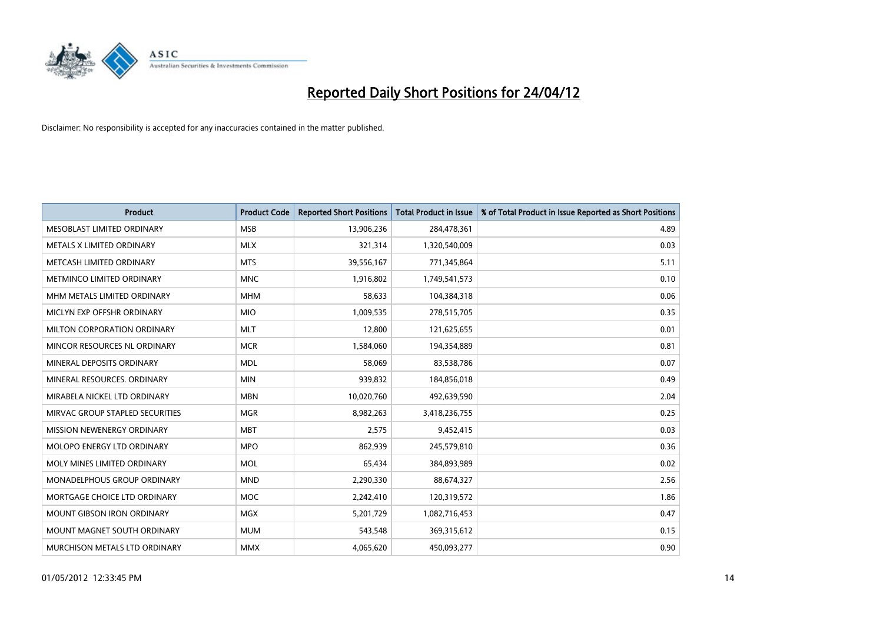# Reported Daily Short Positions for 24/04/12

Disclaimer: No responsibility is accepted for any inaccuracies contained in the matter published.

| Product | Product Code | Reported Short Positions | Total Product in Issue | % of Total Product in Issue Reported as Short Positions |
|---|---|---|---|---|
| MESOBLAST LIMITED ORDINARY | MSB | 13,906,236 | 284,478,361 | 4.89 |
| METALS X LIMITED ORDINARY | MLX | 321,314 | 1,320,540,009 | 0.03 |
| METCASH LIMITED ORDINARY | MTS | 39,556,167 | 771,345,864 | 5.11 |
| METMINCO LIMITED ORDINARY | MNC | 1,916,802 | 1,749,541,573 | 0.10 |
| MHM METALS LIMITED ORDINARY | MHM | 58,633 | 104,384,318 | 0.06 |
| MICLYN EXP OFFSHR ORDINARY | MIO | 1,009,535 | 278,515,705 | 0.35 |
| MILTON CORPORATION ORDINARY | MLT | 12,800 | 121,625,655 | 0.01 |
| MINCOR RESOURCES NL ORDINARY | MCR | 1,584,060 | 194,354,889 | 0.81 |
| MINERAL DEPOSITS ORDINARY | MDL | 58,069 | 83,538,786 | 0.07 |
| MINERAL RESOURCES. ORDINARY | MIN | 939,832 | 184,856,018 | 0.49 |
| MIRABELA NICKEL LTD ORDINARY | MBN | 10,020,760 | 492,639,590 | 2.04 |
| MIRVAC GROUP STAPLED SECURITIES | MGR | 8,982,263 | 3,418,236,755 | 0.25 |
| MISSION NEWENERGY ORDINARY | MBT | 2,575 | 9,452,415 | 0.03 |
| MOLOPO ENERGY LTD ORDINARY | MPO | 862,939 | 245,579,810 | 0.36 |
| MOLY MINES LIMITED ORDINARY | MOL | 65,434 | 384,893,989 | 0.02 |
| MONADELPHOUS GROUP ORDINARY | MND | 2,290,330 | 88,674,327 | 2.56 |
| MORTGAGE CHOICE LTD ORDINARY | MOC | 2,242,410 | 120,319,572 | 1.86 |
| MOUNT GIBSON IRON ORDINARY | MGX | 5,201,729 | 1,082,716,453 | 0.47 |
| MOUNT MAGNET SOUTH ORDINARY | MUM | 543,548 | 369,315,612 | 0.15 |
| MURCHISON METALS LTD ORDINARY | MMX | 4,065,620 | 450,093,277 | 0.90 |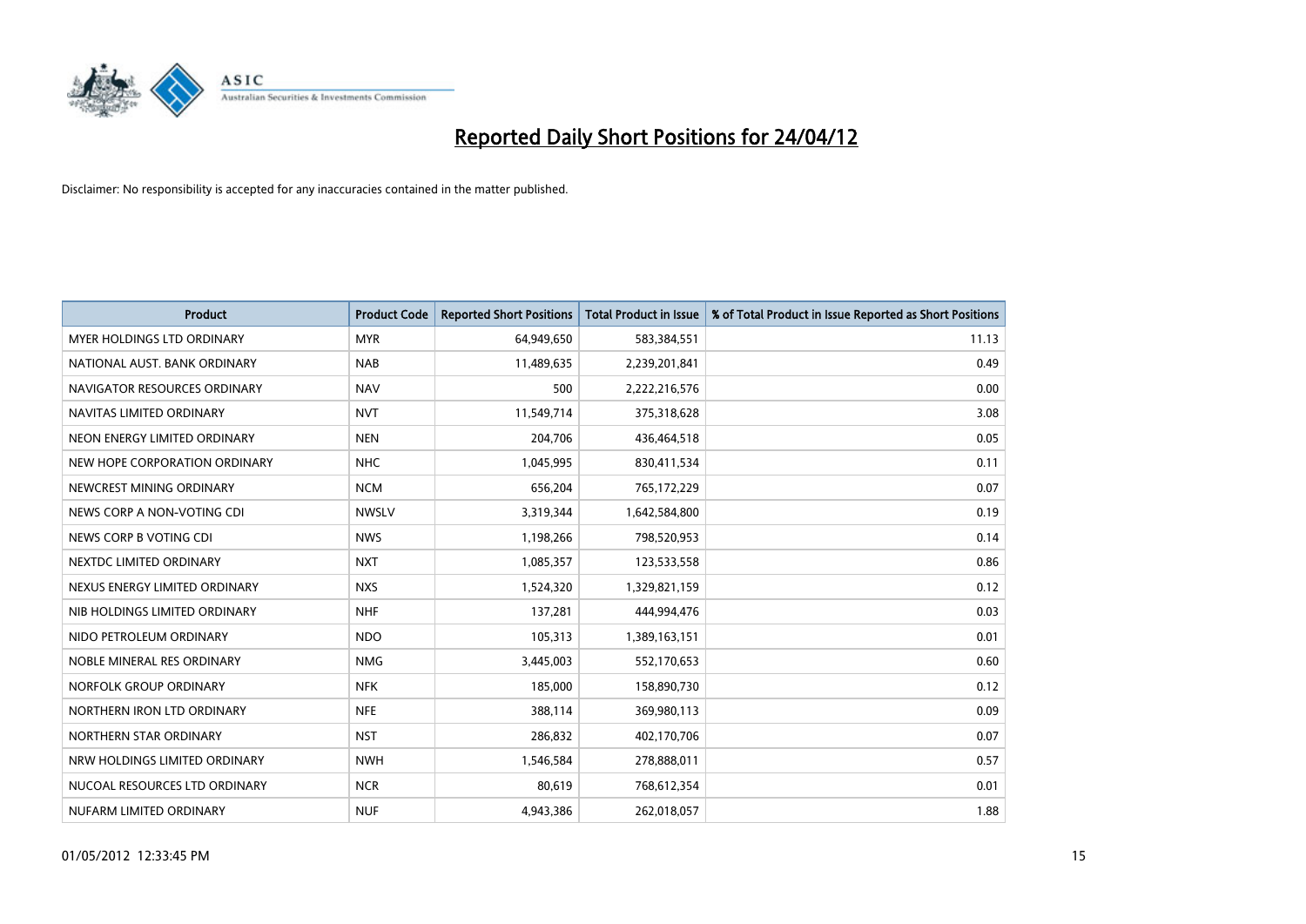# Reported Daily Short Positions for 24/04/12

Disclaimer: No responsibility is accepted for any inaccuracies contained in the matter published.

| Product | Product Code | Reported Short Positions | Total Product in Issue | % of Total Product in Issue Reported as Short Positions |
|---|---|---|---|---|
| MYER HOLDINGS LTD ORDINARY | MYR | 64,949,650 | 583,384,551 | 11.13 |
| NATIONAL AUST. BANK ORDINARY | NAB | 11,489,635 | 2,239,201,841 | 0.49 |
| NAVIGATOR RESOURCES ORDINARY | NAV | 500 | 2,222,216,576 | 0.00 |
| NAVITAS LIMITED ORDINARY | NVT | 11,549,714 | 375,318,628 | 3.08 |
| NEON ENERGY LIMITED ORDINARY | NEN | 204,706 | 436,464,518 | 0.05 |
| NEW HOPE CORPORATION ORDINARY | NHC | 1,045,995 | 830,411,534 | 0.11 |
| NEWCREST MINING ORDINARY | NCM | 656,204 | 765,172,229 | 0.07 |
| NEWS CORP A NON-VOTING CDI | NWSLV | 3,319,344 | 1,642,584,800 | 0.19 |
| NEWS CORP B VOTING CDI | NWS | 1,198,266 | 798,520,953 | 0.14 |
| NEXTDC LIMITED ORDINARY | NXT | 1,085,357 | 123,533,558 | 0.86 |
| NEXUS ENERGY LIMITED ORDINARY | NXS | 1,524,320 | 1,329,821,159 | 0.12 |
| NIB HOLDINGS LIMITED ORDINARY | NHF | 137,281 | 444,994,476 | 0.03 |
| NIDO PETROLEUM ORDINARY | NDO | 105,313 | 1,389,163,151 | 0.01 |
| NOBLE MINERAL RES ORDINARY | NMG | 3,445,003 | 552,170,653 | 0.60 |
| NORFOLK GROUP ORDINARY | NFK | 185,000 | 158,890,730 | 0.12 |
| NORTHERN IRON LTD ORDINARY | NFE | 388,114 | 369,980,113 | 0.09 |
| NORTHERN STAR ORDINARY | NST | 286,832 | 402,170,706 | 0.07 |
| NRW HOLDINGS LIMITED ORDINARY | NWH | 1,546,584 | 278,888,011 | 0.57 |
| NUCOAL RESOURCES LTD ORDINARY | NCR | 80,619 | 768,612,354 | 0.01 |
| NUFARM LIMITED ORDINARY | NUF | 4,943,386 | 262,018,057 | 1.88 |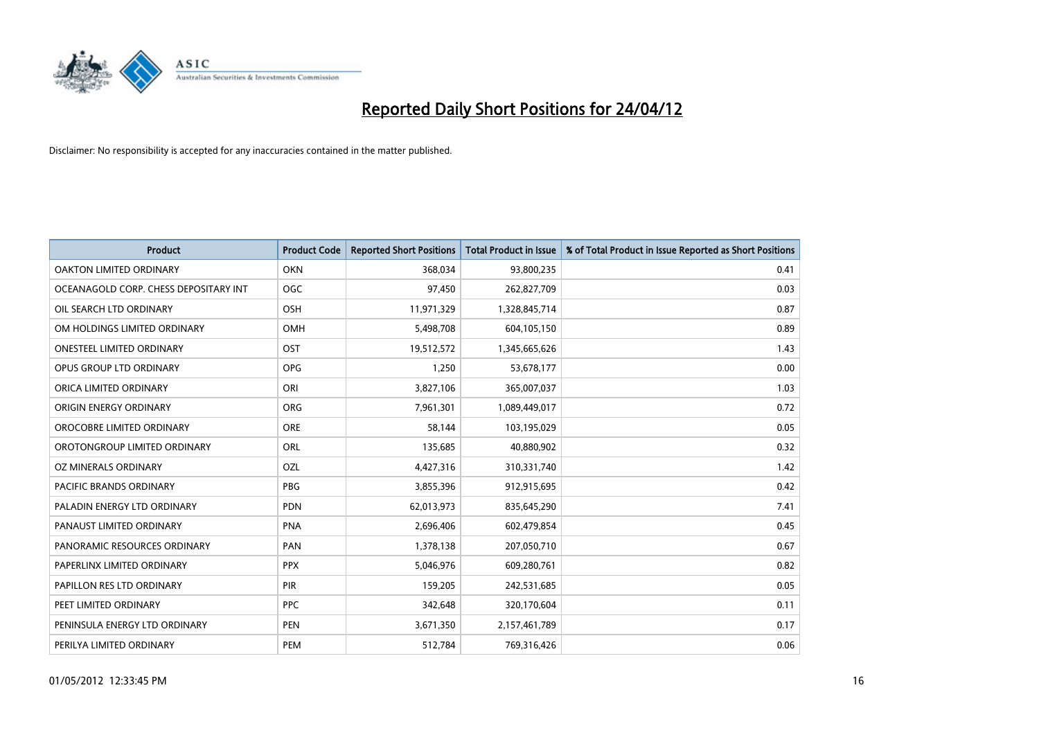# Reported Daily Short Positions for 24/04/12

Disclaimer: No responsibility is accepted for any inaccuracies contained in the matter published.

| Product | Product Code | Reported Short Positions | Total Product in Issue | % of Total Product in Issue Reported as Short Positions |
|---|---|---|---|---|
| OAKTON LIMITED ORDINARY | OKN | 368,034 | 93,800,235 | 0.41 |
| OCEANAGOLD CORP. CHESS DEPOSITARY INT | OGC | 97,450 | 262,827,709 | 0.03 |
| OIL SEARCH LTD ORDINARY | OSH | 11,971,329 | 1,328,845,714 | 0.87 |
| OM HOLDINGS LIMITED ORDINARY | OMH | 5,498,708 | 604,105,150 | 0.89 |
| ONESTEEL LIMITED ORDINARY | OST | 19,512,572 | 1,345,665,626 | 1.43 |
| OPUS GROUP LTD ORDINARY | OPG | 1,250 | 53,678,177 | 0.00 |
| ORICA LIMITED ORDINARY | ORI | 3,827,106 | 365,007,037 | 1.03 |
| ORIGIN ENERGY ORDINARY | ORG | 7,961,301 | 1,089,449,017 | 0.72 |
| OROCOBRE LIMITED ORDINARY | ORE | 58,144 | 103,195,029 | 0.05 |
| OROTONGROUP LIMITED ORDINARY | ORL | 135,685 | 40,880,902 | 0.32 |
| OZ MINERALS ORDINARY | OZL | 4,427,316 | 310,331,740 | 1.42 |
| PACIFIC BRANDS ORDINARY | PBG | 3,855,396 | 912,915,695 | 0.42 |
| PALADIN ENERGY LTD ORDINARY | PDN | 62,013,973 | 835,645,290 | 7.41 |
| PANAUST LIMITED ORDINARY | PNA | 2,696,406 | 602,479,854 | 0.45 |
| PANORAMIC RESOURCES ORDINARY | PAN | 1,378,138 | 207,050,710 | 0.67 |
| PAPERLINX LIMITED ORDINARY | PPX | 5,046,976 | 609,280,761 | 0.82 |
| PAPILLON RES LTD ORDINARY | PIR | 159,205 | 242,531,685 | 0.05 |
| PEET LIMITED ORDINARY | PPC | 342,648 | 320,170,604 | 0.11 |
| PENINSULA ENERGY LTD ORDINARY | PEN | 3,671,350 | 2,157,461,789 | 0.17 |
| PERILYA LIMITED ORDINARY | PEM | 512,784 | 769,316,426 | 0.06 |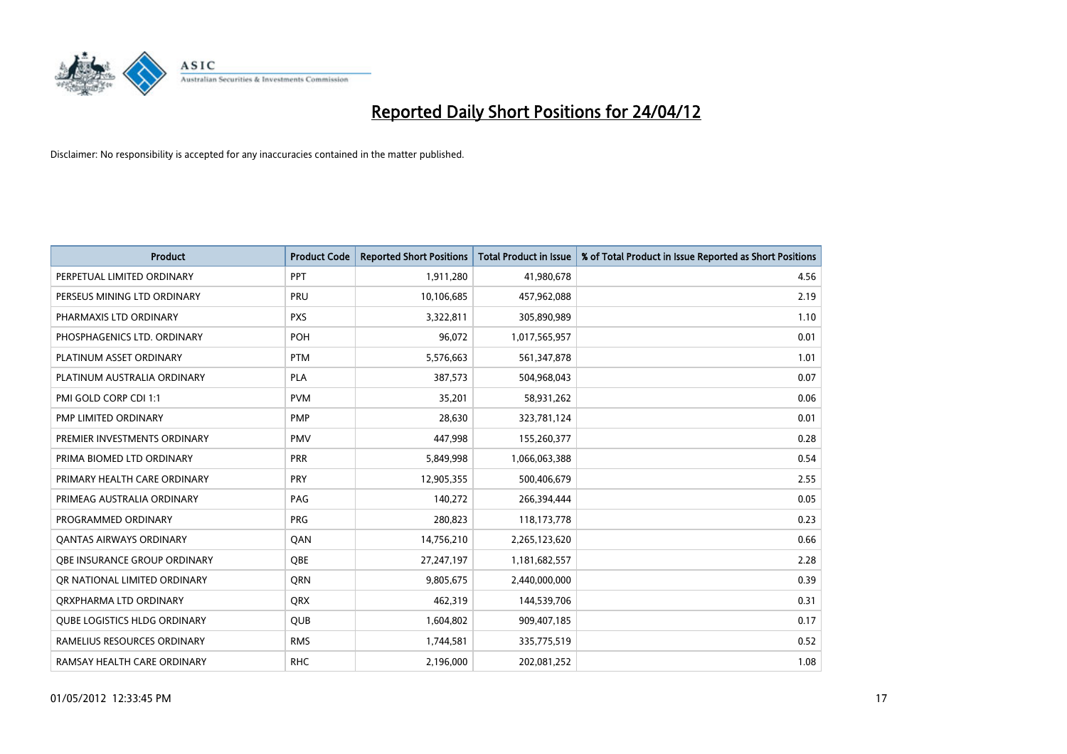# Reported Daily Short Positions for 24/04/12

Disclaimer: No responsibility is accepted for any inaccuracies contained in the matter published.

| Product | Product Code | Reported Short Positions | Total Product in Issue | % of Total Product in Issue Reported as Short Positions |
|---|---|---|---|---|
| PERPETUAL LIMITED ORDINARY | PPT | 1,911,280 | 41,980,678 | 4.56 |
| PERSEUS MINING LTD ORDINARY | PRU | 10,106,685 | 457,962,088 | 2.19 |
| PHARMAXIS LTD ORDINARY | PXS | 3,322,811 | 305,890,989 | 1.10 |
| PHOSPHAGENICS LTD. ORDINARY | POH | 96,072 | 1,017,565,957 | 0.01 |
| PLATINUM ASSET ORDINARY | PTM | 5,576,663 | 561,347,878 | 1.01 |
| PLATINUM AUSTRALIA ORDINARY | PLA | 387,573 | 504,968,043 | 0.07 |
| PMI GOLD CORP CDI 1:1 | PVM | 35,201 | 58,931,262 | 0.06 |
| PMP LIMITED ORDINARY | PMP | 28,630 | 323,781,124 | 0.01 |
| PREMIER INVESTMENTS ORDINARY | PMV | 447,998 | 155,260,377 | 0.28 |
| PRIMA BIOMED LTD ORDINARY | PRR | 5,849,998 | 1,066,063,388 | 0.54 |
| PRIMARY HEALTH CARE ORDINARY | PRY | 12,905,355 | 500,406,679 | 2.55 |
| PRIMEAG AUSTRALIA ORDINARY | PAG | 140,272 | 266,394,444 | 0.05 |
| PROGRAMMED ORDINARY | PRG | 280,823 | 118,173,778 | 0.23 |
| QANTAS AIRWAYS ORDINARY | QAN | 14,756,210 | 2,265,123,620 | 0.66 |
| QBE INSURANCE GROUP ORDINARY | QBE | 27,247,197 | 1,181,682,557 | 2.28 |
| QR NATIONAL LIMITED ORDINARY | QRN | 9,805,675 | 2,440,000,000 | 0.39 |
| QRXPHARMA LTD ORDINARY | QRX | 462,319 | 144,539,706 | 0.31 |
| QUBE LOGISTICS HLDG ORDINARY | QUB | 1,604,802 | 909,407,185 | 0.17 |
| RAMELIUS RESOURCES ORDINARY | RMS | 1,744,581 | 335,775,519 | 0.52 |
| RAMSAY HEALTH CARE ORDINARY | RHC | 2,196,000 | 202,081,252 | 1.08 |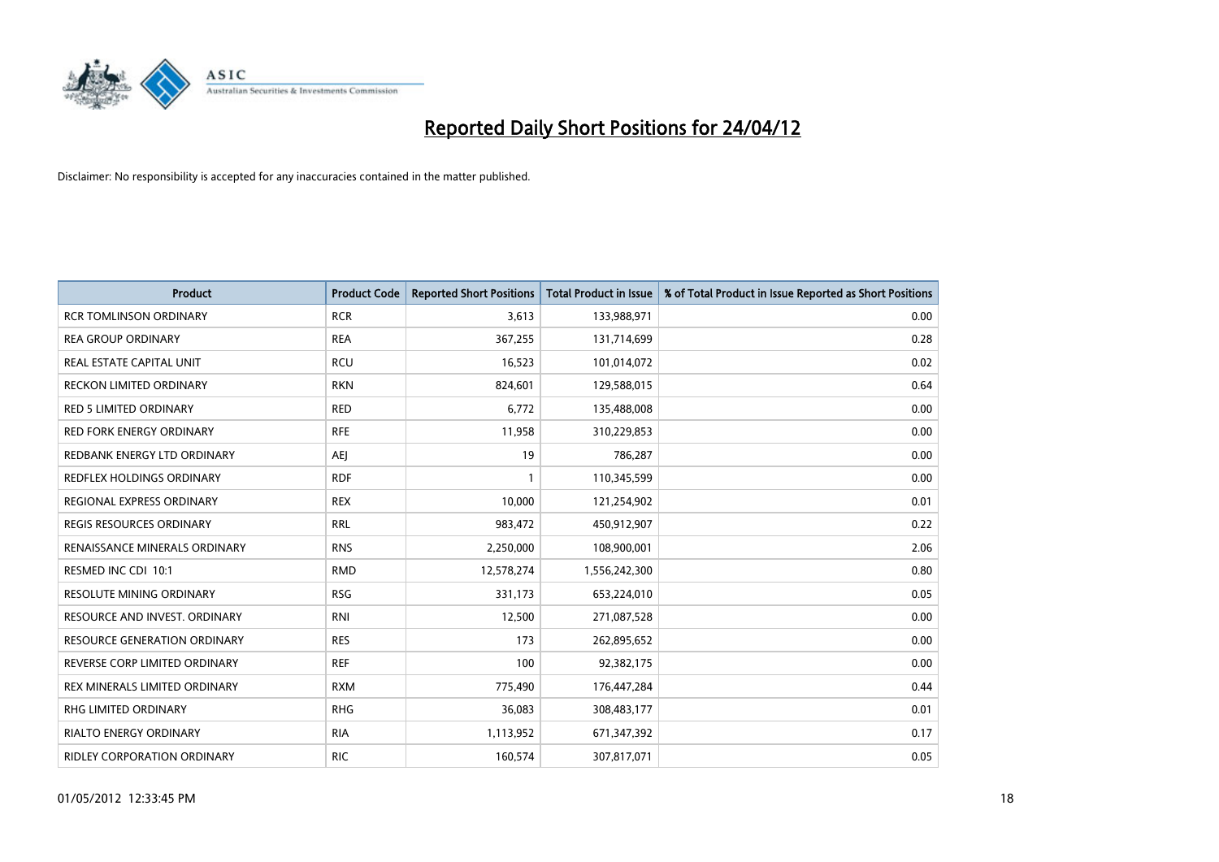# Reported Daily Short Positions for 24/04/12

Disclaimer: No responsibility is accepted for any inaccuracies contained in the matter published.

| Product | Product Code | Reported Short Positions | Total Product in Issue | % of Total Product in Issue Reported as Short Positions |
|---|---|---|---|---|
| RCR TOMLINSON ORDINARY | RCR | 3,613 | 133,988,971 | 0.00 |
| REA GROUP ORDINARY | REA | 367,255 | 131,714,699 | 0.28 |
| REAL ESTATE CAPITAL UNIT | RCU | 16,523 | 101,014,072 | 0.02 |
| RECKON LIMITED ORDINARY | RKN | 824,601 | 129,588,015 | 0.64 |
| RED 5 LIMITED ORDINARY | RED | 6,772 | 135,488,008 | 0.00 |
| RED FORK ENERGY ORDINARY | RFE | 11,958 | 310,229,853 | 0.00 |
| REDBANK ENERGY LTD ORDINARY | AEJ | 19 | 786,287 | 0.00 |
| REDFLEX HOLDINGS ORDINARY | RDF | 1 | 110,345,599 | 0.00 |
| REGIONAL EXPRESS ORDINARY | REX | 10,000 | 121,254,902 | 0.01 |
| REGIS RESOURCES ORDINARY | RRL | 983,472 | 450,912,907 | 0.22 |
| RENAISSANCE MINERALS ORDINARY | RNS | 2,250,000 | 108,900,001 | 2.06 |
| RESMED INC CDI 10:1 | RMD | 12,578,274 | 1,556,242,300 | 0.80 |
| RESOLUTE MINING ORDINARY | RSG | 331,173 | 653,224,010 | 0.05 |
| RESOURCE AND INVEST. ORDINARY | RNI | 12,500 | 271,087,528 | 0.00 |
| RESOURCE GENERATION ORDINARY | RES | 173 | 262,895,652 | 0.00 |
| REVERSE CORP LIMITED ORDINARY | REF | 100 | 92,382,175 | 0.00 |
| REX MINERALS LIMITED ORDINARY | RXM | 775,490 | 176,447,284 | 0.44 |
| RHG LIMITED ORDINARY | RHG | 36,083 | 308,483,177 | 0.01 |
| RIALTO ENERGY ORDINARY | RIA | 1,113,952 | 671,347,392 | 0.17 |
| RIDLEY CORPORATION ORDINARY | RIC | 160,574 | 307,817,071 | 0.05 |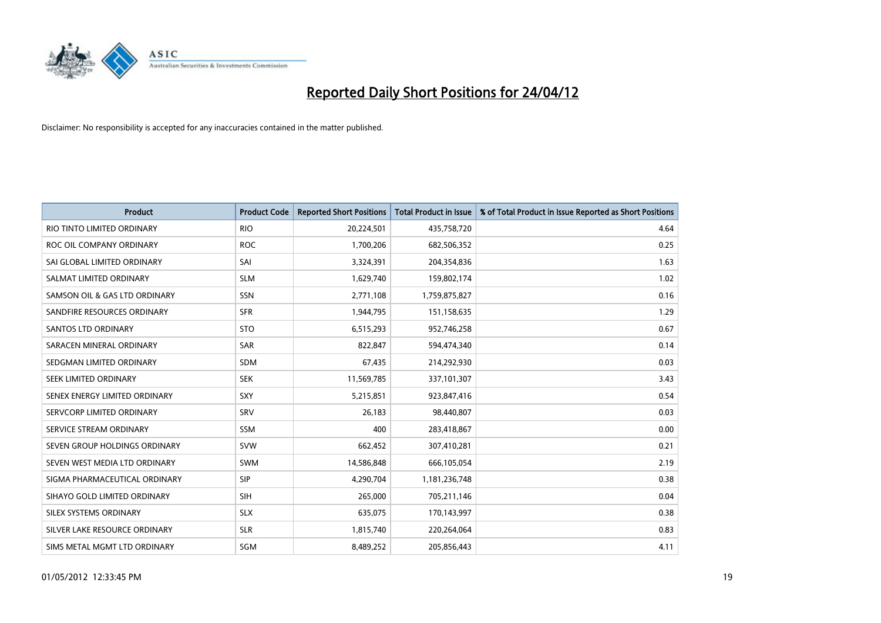# Reported Daily Short Positions for 24/04/12

Disclaimer: No responsibility is accepted for any inaccuracies contained in the matter published.

| Product | Product Code | Reported Short Positions | Total Product in Issue | % of Total Product in Issue Reported as Short Positions |
|---|---|---|---|---|
| RIO TINTO LIMITED ORDINARY | RIO | 20,224,501 | 435,758,720 | 4.64 |
| ROC OIL COMPANY ORDINARY | ROC | 1,700,206 | 682,506,352 | 0.25 |
| SAI GLOBAL LIMITED ORDINARY | SAI | 3,324,391 | 204,354,836 | 1.63 |
| SALMAT LIMITED ORDINARY | SLM | 1,629,740 | 159,802,174 | 1.02 |
| SAMSON OIL & GAS LTD ORDINARY | SSN | 2,771,108 | 1,759,875,827 | 0.16 |
| SANDFIRE RESOURCES ORDINARY | SFR | 1,944,795 | 151,158,635 | 1.29 |
| SANTOS LTD ORDINARY | STO | 6,515,293 | 952,746,258 | 0.67 |
| SARACEN MINERAL ORDINARY | SAR | 822,847 | 594,474,340 | 0.14 |
| SEDGMAN LIMITED ORDINARY | SDM | 67,435 | 214,292,930 | 0.03 |
| SEEK LIMITED ORDINARY | SEK | 11,569,785 | 337,101,307 | 3.43 |
| SENEX ENERGY LIMITED ORDINARY | SXY | 5,215,851 | 923,847,416 | 0.54 |
| SERVCORP LIMITED ORDINARY | SRV | 26,183 | 98,440,807 | 0.03 |
| SERVICE STREAM ORDINARY | SSM | 400 | 283,418,867 | 0.00 |
| SEVEN GROUP HOLDINGS ORDINARY | SVW | 662,452 | 307,410,281 | 0.21 |
| SEVEN WEST MEDIA LTD ORDINARY | SWM | 14,586,848 | 666,105,054 | 2.19 |
| SIGMA PHARMACEUTICAL ORDINARY | SIP | 4,290,704 | 1,181,236,748 | 0.38 |
| SIHAYO GOLD LIMITED ORDINARY | SIH | 265,000 | 705,211,146 | 0.04 |
| SILEX SYSTEMS ORDINARY | SLX | 635,075 | 170,143,997 | 0.38 |
| SILVER LAKE RESOURCE ORDINARY | SLR | 1,815,740 | 220,264,064 | 0.83 |
| SIMS METAL MGMT LTD ORDINARY | SGM | 8,489,252 | 205,856,443 | 4.11 |

01/05/2012 12:33:45 PM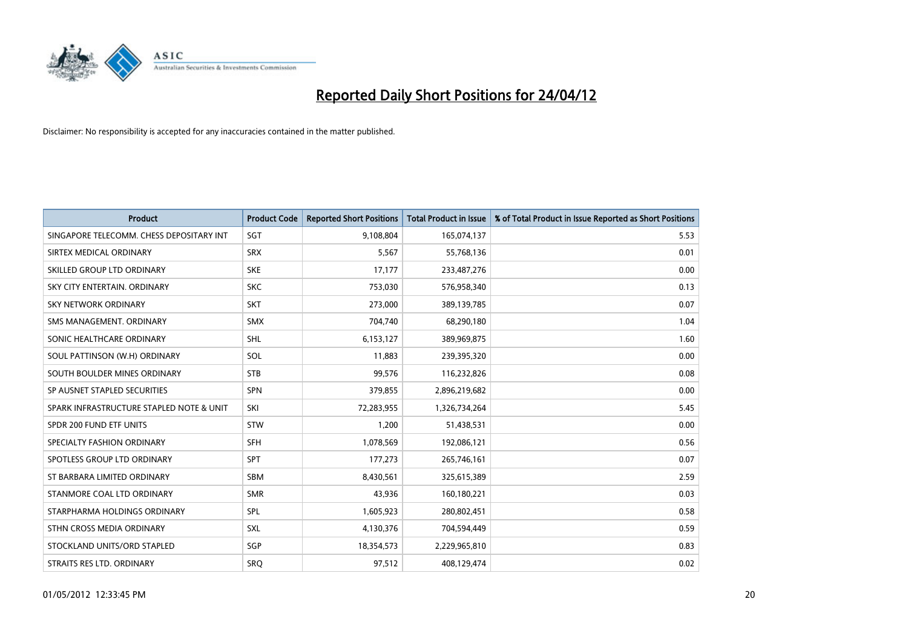# Reported Daily Short Positions for 24/04/12

Disclaimer: No responsibility is accepted for any inaccuracies contained in the matter published.

| Product | Product Code | Reported Short Positions | Total Product in Issue | % of Total Product in Issue Reported as Short Positions |
|---|---|---|---|---|
| SINGAPORE TELECOMM. CHESS DEPOSITARY INT | SGT | 9,108,804 | 165,074,137 | 5.53 |
| SIRTEX MEDICAL ORDINARY | SRX | 5,567 | 55,768,136 | 0.01 |
| SKILLED GROUP LTD ORDINARY | SKE | 17,177 | 233,487,276 | 0.00 |
| SKY CITY ENTERTAIN. ORDINARY | SKC | 753,030 | 576,958,340 | 0.13 |
| SKY NETWORK ORDINARY | SKT | 273,000 | 389,139,785 | 0.07 |
| SMS MANAGEMENT. ORDINARY | SMX | 704,740 | 68,290,180 | 1.04 |
| SONIC HEALTHCARE ORDINARY | SHL | 6,153,127 | 389,969,875 | 1.60 |
| SOUL PATTINSON (W.H) ORDINARY | SOL | 11,883 | 239,395,320 | 0.00 |
| SOUTH BOULDER MINES ORDINARY | STB | 99,576 | 116,232,826 | 0.08 |
| SP AUSNET STAPLED SECURITIES | SPN | 379,855 | 2,896,219,682 | 0.00 |
| SPARK INFRASTRUCTURE STAPLED NOTE & UNIT | SKI | 72,283,955 | 1,326,734,264 | 5.45 |
| SPDR 200 FUND ETF UNITS | STW | 1,200 | 51,438,531 | 0.00 |
| SPECIALTY FASHION ORDINARY | SFH | 1,078,569 | 192,086,121 | 0.56 |
| SPOTLESS GROUP LTD ORDINARY | SPT | 177,273 | 265,746,161 | 0.07 |
| ST BARBARA LIMITED ORDINARY | SBM | 8,430,561 | 325,615,389 | 2.59 |
| STANMORE COAL LTD ORDINARY | SMR | 43,936 | 160,180,221 | 0.03 |
| STARPHARMA HOLDINGS ORDINARY | SPL | 1,605,923 | 280,802,451 | 0.58 |
| STHN CROSS MEDIA ORDINARY | SXL | 4,130,376 | 704,594,449 | 0.59 |
| STOCKLAND UNITS/ORD STAPLED | SGP | 18,354,573 | 2,229,965,810 | 0.83 |
| STRAITS RES LTD. ORDINARY | SRQ | 97,512 | 408,129,474 | 0.02 |

01/05/2012 12:33:45 PM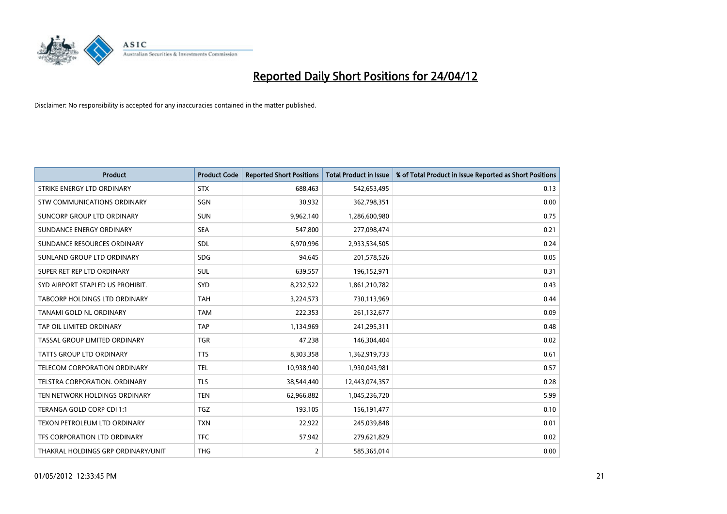# Reported Daily Short Positions for 24/04/12

Disclaimer: No responsibility is accepted for any inaccuracies contained in the matter published.

| Product | Product Code | Reported Short Positions | Total Product in Issue | % of Total Product in Issue Reported as Short Positions |
|---|---|---|---|---|
| STRIKE ENERGY LTD ORDINARY | STX | 688,463 | 542,653,495 | 0.13 |
| STW COMMUNICATIONS ORDINARY | SGN | 30,932 | 362,798,351 | 0.00 |
| SUNCORP GROUP LTD ORDINARY | SUN | 9,962,140 | 1,286,600,980 | 0.75 |
| SUNDANCE ENERGY ORDINARY | SEA | 547,800 | 277,098,474 | 0.21 |
| SUNDANCE RESOURCES ORDINARY | SDL | 6,970,996 | 2,933,534,505 | 0.24 |
| SUNLAND GROUP LTD ORDINARY | SDG | 94,645 | 201,578,526 | 0.05 |
| SUPER RET REP LTD ORDINARY | SUL | 639,557 | 196,152,971 | 0.31 |
| SYD AIRPORT STAPLED US PROHIBIT. | SYD | 8,232,522 | 1,861,210,782 | 0.43 |
| TABCORP HOLDINGS LTD ORDINARY | TAH | 3,224,573 | 730,113,969 | 0.44 |
| TANAMI GOLD NL ORDINARY | TAM | 222,353 | 261,132,677 | 0.09 |
| TAP OIL LIMITED ORDINARY | TAP | 1,134,969 | 241,295,311 | 0.48 |
| TASSAL GROUP LIMITED ORDINARY | TGR | 47,238 | 146,304,404 | 0.02 |
| TATTS GROUP LTD ORDINARY | TTS | 8,303,358 | 1,362,919,733 | 0.61 |
| TELECOM CORPORATION ORDINARY | TEL | 10,938,940 | 1,930,043,981 | 0.57 |
| TELSTRA CORPORATION. ORDINARY | TLS | 38,544,440 | 12,443,074,357 | 0.28 |
| TEN NETWORK HOLDINGS ORDINARY | TEN | 62,966,882 | 1,045,236,720 | 5.99 |
| TERANGA GOLD CORP CDI 1:1 | TGZ | 193,105 | 156,191,477 | 0.10 |
| TEXON PETROLEUM LTD ORDINARY | TXN | 22,922 | 245,039,848 | 0.01 |
| TFS CORPORATION LTD ORDINARY | TFC | 57,942 | 279,621,829 | 0.02 |
| THAKRAL HOLDINGS GRP ORDINARY/UNIT | THG | 2 | 585,365,014 | 0.00 |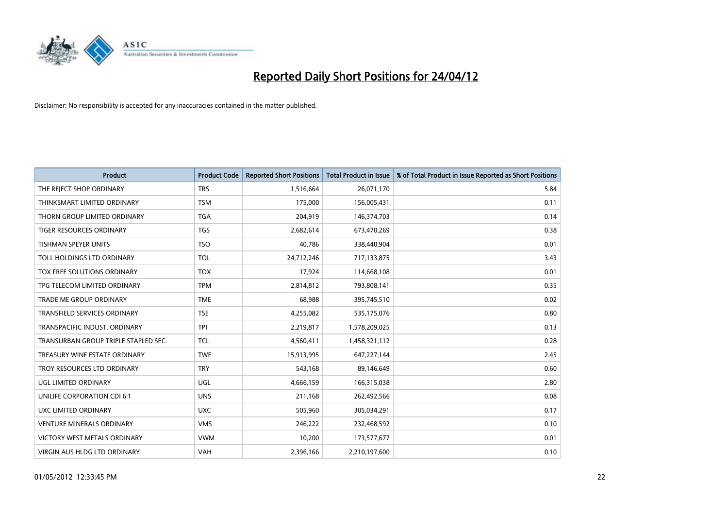# Reported Daily Short Positions for 24/04/12

Disclaimer: No responsibility is accepted for any inaccuracies contained in the matter published.

| Product | Product Code | Reported Short Positions | Total Product in Issue | % of Total Product in Issue Reported as Short Positions |
|---|---|---|---|---|
| THE REJECT SHOP ORDINARY | TRS | 1,516,664 | 26,071,170 | 5.84 |
| THINKSMART LIMITED ORDINARY | TSM | 175,000 | 156,005,431 | 0.11 |
| THORN GROUP LIMITED ORDINARY | TGA | 204,919 | 146,374,703 | 0.14 |
| TIGER RESOURCES ORDINARY | TGS | 2,682,614 | 673,470,269 | 0.38 |
| TISHMAN SPEYER UNITS | TSO | 40,786 | 338,440,904 | 0.01 |
| TOLL HOLDINGS LTD ORDINARY | TOL | 24,712,246 | 717,133,875 | 3.43 |
| TOX FREE SOLUTIONS ORDINARY | TOX | 17,924 | 114,668,108 | 0.01 |
| TPG TELECOM LIMITED ORDINARY | TPM | 2,814,812 | 793,808,141 | 0.35 |
| TRADE ME GROUP ORDINARY | TME | 68,988 | 395,745,510 | 0.02 |
| TRANSFIELD SERVICES ORDINARY | TSE | 4,255,082 | 535,175,076 | 0.80 |
| TRANSPACIFIC INDUST. ORDINARY | TPI | 2,219,817 | 1,578,209,025 | 0.13 |
| TRANSURBAN GROUP TRIPLE STAPLED SEC. | TCL | 4,560,411 | 1,458,321,112 | 0.28 |
| TREASURY WINE ESTATE ORDINARY | TWE | 15,913,995 | 647,227,144 | 2.45 |
| TROY RESOURCES LTD ORDINARY | TRY | 543,168 | 89,146,649 | 0.60 |
| UGL LIMITED ORDINARY | UGL | 4,666,159 | 166,315,038 | 2.80 |
| UNILIFE CORPORATION CDI 6:1 | UNS | 211,168 | 262,492,566 | 0.08 |
| UXC LIMITED ORDINARY | UXC | 505,960 | 305,034,291 | 0.17 |
| VENTURE MINERALS ORDINARY | VMS | 246,222 | 232,468,592 | 0.10 |
| VICTORY WEST METALS ORDINARY | VWM | 10,200 | 173,577,677 | 0.01 |
| VIRGIN AUS HLDG LTD ORDINARY | VAH | 2,396,166 | 2,210,197,600 | 0.10 |

01/05/2012 12:33:45 PM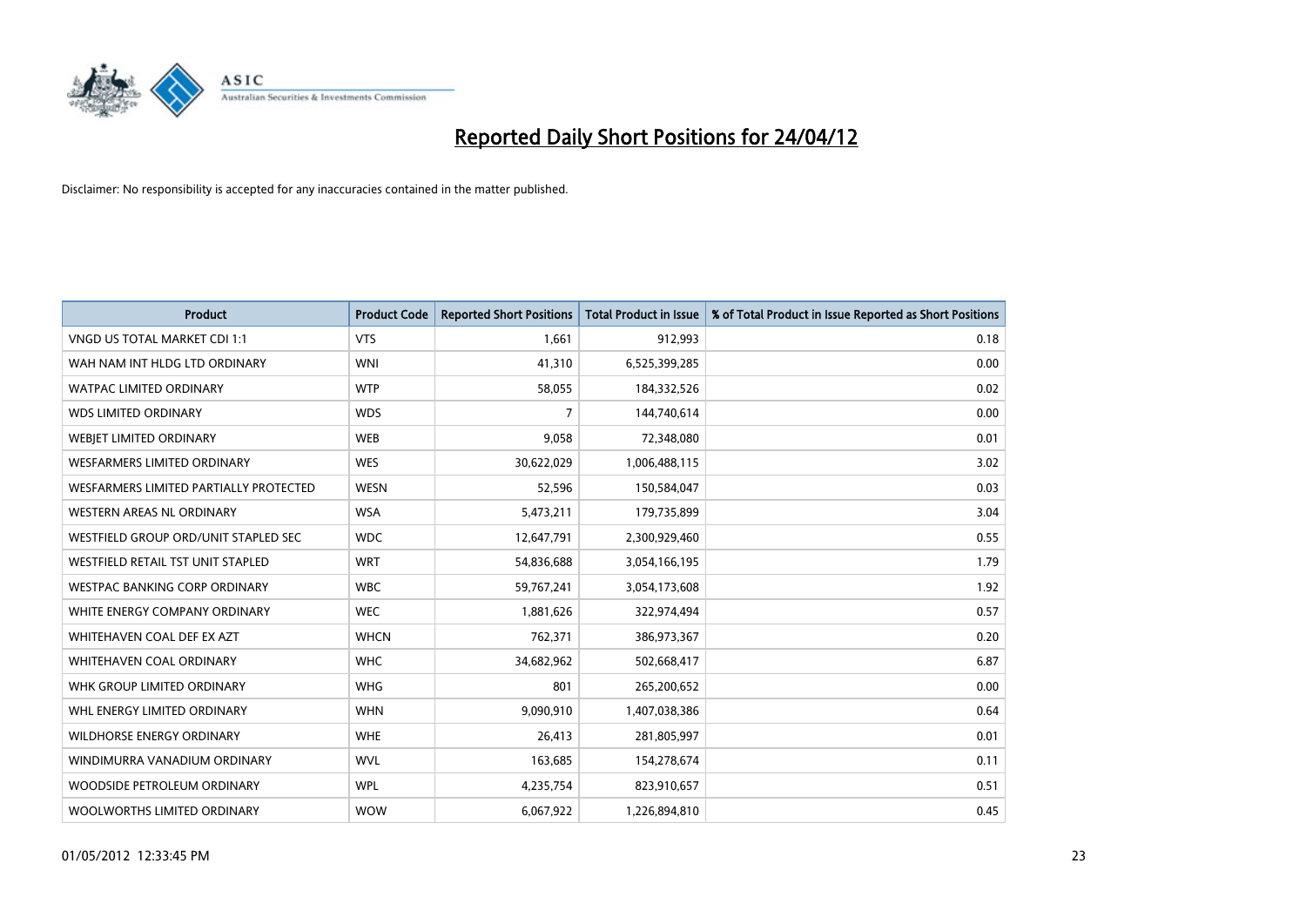# Reported Daily Short Positions for 24/04/12

Disclaimer: No responsibility is accepted for any inaccuracies contained in the matter published.

| Product | Product Code | Reported Short Positions | Total Product in Issue | % of Total Product in Issue Reported as Short Positions |
|---|---|---|---|---|
| VNGD US TOTAL MARKET CDI 1:1 | VTS | 1,661 | 912,993 | 0.18 |
| WAH NAM INT HLDG LTD ORDINARY | WNI | 41,310 | 6,525,399,285 | 0.00 |
| WATPAC LIMITED ORDINARY | WTP | 58,055 | 184,332,526 | 0.02 |
| WDS LIMITED ORDINARY | WDS | 7 | 144,740,614 | 0.00 |
| WEBJET LIMITED ORDINARY | WEB | 9,058 | 72,348,080 | 0.01 |
| WESFARMERS LIMITED ORDINARY | WES | 30,622,029 | 1,006,488,115 | 3.02 |
| WESFARMERS LIMITED PARTIALLY PROTECTED | WESN | 52,596 | 150,584,047 | 0.03 |
| WESTERN AREAS NL ORDINARY | WSA | 5,473,211 | 179,735,899 | 3.04 |
| WESTFIELD GROUP ORD/UNIT STAPLED SEC | WDC | 12,647,791 | 2,300,929,460 | 0.55 |
| WESTFIELD RETAIL TST UNIT STAPLED | WRT | 54,836,688 | 3,054,166,195 | 1.79 |
| WESTPAC BANKING CORP ORDINARY | WBC | 59,767,241 | 3,054,173,608 | 1.92 |
| WHITE ENERGY COMPANY ORDINARY | WEC | 1,881,626 | 322,974,494 | 0.57 |
| WHITEHAVEN COAL DEF EX AZT | WHCN | 762,371 | 386,973,367 | 0.20 |
| WHITEHAVEN COAL ORDINARY | WHC | 34,682,962 | 502,668,417 | 6.87 |
| WHK GROUP LIMITED ORDINARY | WHG | 801 | 265,200,652 | 0.00 |
| WHL ENERGY LIMITED ORDINARY | WHN | 9,090,910 | 1,407,038,386 | 0.64 |
| WILDHORSE ENERGY ORDINARY | WHE | 26,413 | 281,805,997 | 0.01 |
| WINDIMURRA VANADIUM ORDINARY | WVL | 163,685 | 154,278,674 | 0.11 |
| WOODSIDE PETROLEUM ORDINARY | WPL | 4,235,754 | 823,910,657 | 0.51 |
| WOOLWORTHS LIMITED ORDINARY | WOW | 6,067,922 | 1,226,894,810 | 0.45 |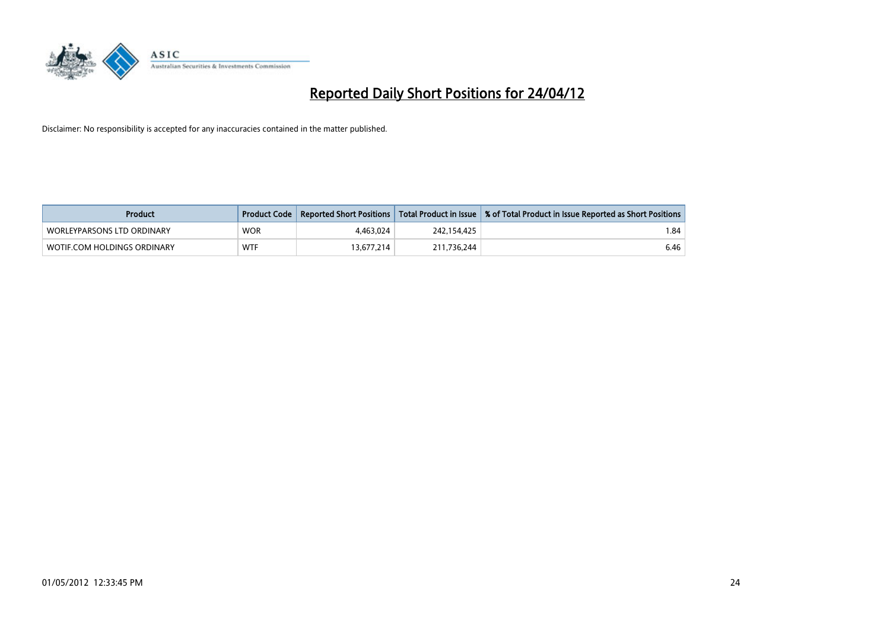# Reported Daily Short Positions for 24/04/12

Disclaimer: No responsibility is accepted for any inaccuracies contained in the matter published.

| Product | Product Code | Reported Short Positions | Total Product in Issue | % of Total Product in Issue Reported as Short Positions |
| --- | --- | --- | --- | --- |
| WORLEYPARSONS LTD ORDINARY | WOR | 4,463,024 | 242,154,425 | 1.84 |
| WOTIF.COM HOLDINGS ORDINARY | WTF | 13,677,214 | 211,736,244 | 6.46 |

01/05/2012 12:33:45 PM